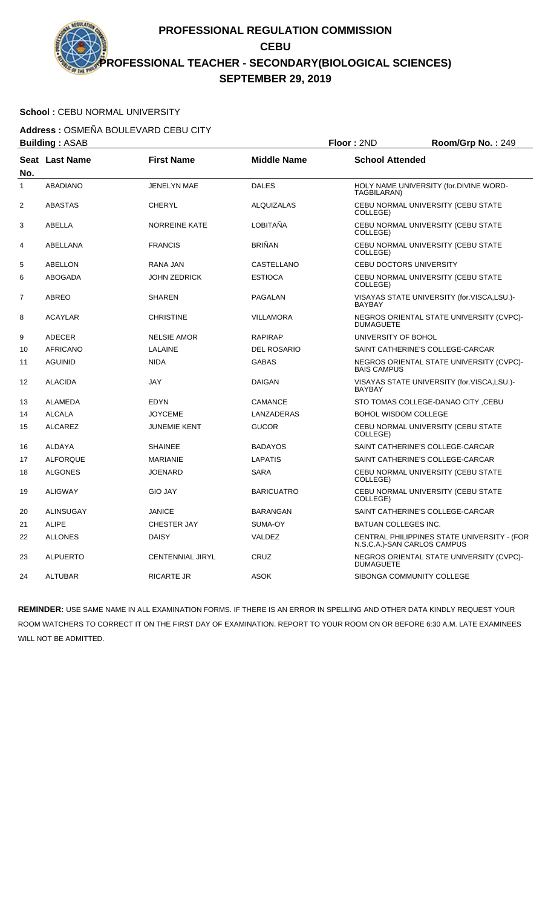# PROFESSIONAL REGULATION COMMISSION

## CEBU

## PROFESSIONAL TEACHER - SECONDARY(BIOLOGICAL SCIENCES)

## SEPTEMBER 29, 2019

**School :** CEBU NORMAL UNIVERSITY

**Address :** OSMEÑA BOULEVARD CEBU CITY

**Building :** ASAB **Floor :** 2ND **Room/Grp No. :** 249

| Seat No. | Last Name | First Name | Middle Name | School Attended |
|---|---|---|---|---|
| 1 | ABADIANO | JENELYN MAE | DALES | HOLY NAME UNIVERSITY (for.DIVINE WORD-TAGBILARAN) |
| 2 | ABASTAS | CHERYL | ALQUIZALAS | CEBU NORMAL UNIVERSITY (CEBU STATE COLLEGE) |
| 3 | ABELLA | NORREINE KATE | LOBITAÑA | CEBU NORMAL UNIVERSITY (CEBU STATE COLLEGE) |
| 4 | ABELLANA | FRANCIS | BRIÑAN | CEBU NORMAL UNIVERSITY (CEBU STATE COLLEGE) |
| 5 | ABELLON | RANA JAN | CASTELLANO | CEBU DOCTORS UNIVERSITY |
| 6 | ABOGADA | JOHN ZEDRICK | ESTIOCA | CEBU NORMAL UNIVERSITY (CEBU STATE COLLEGE) |
| 7 | ABREO | SHAREN | PAGALAN | VISAYAS STATE UNIVERSITY (for.VISCA,LSU.)-BAYBAY |
| 8 | ACAYLAR | CHRISTINE | VILLAMORA | NEGROS ORIENTAL STATE UNIVERSITY (CVPC)-DUMAGUETE |
| 9 | ADECER | NELSIE AMOR | RAPIRAP | UNIVERSITY OF BOHOL |
| 10 | AFRICANO | LALAINE | DEL ROSARIO | SAINT CATHERINE'S COLLEGE-CARCAR |
| 11 | AGUINID | NIDA | GABAS | NEGROS ORIENTAL STATE UNIVERSITY (CVPC)-BAIS CAMPUS |
| 12 | ALACIDA | JAY | DAIGAN | VISAYAS STATE UNIVERSITY (for.VISCA,LSU.)-BAYBAY |
| 13 | ALAMEDA | EDYN | CAMANCE | STO TOMAS COLLEGE-DANAO CITY ,CEBU |
| 14 | ALCALA | JOYCEME | LANZADERAS | BOHOL WISDOM COLLEGE |
| 15 | ALCAREZ | JUNEMIE KENT | GUCOR | CEBU NORMAL UNIVERSITY (CEBU STATE COLLEGE) |
| 16 | ALDAYA | SHAINEE | BADAYOS | SAINT CATHERINE'S COLLEGE-CARCAR |
| 17 | ALFORQUE | MARIANIE | LAPATIS | SAINT CATHERINE'S COLLEGE-CARCAR |
| 18 | ALGONES | JOENARD | SARA | CEBU NORMAL UNIVERSITY (CEBU STATE COLLEGE) |
| 19 | ALIGWAY | GIO JAY | BARICUATRO | CEBU NORMAL UNIVERSITY (CEBU STATE COLLEGE) |
| 20 | ALINSUGAY | JANICE | BARANGAN | SAINT CATHERINE'S COLLEGE-CARCAR |
| 21 | ALIPE | CHESTER JAY | SUMA-OY | BATUAN COLLEGES INC. |
| 22 | ALLONES | DAISY | VALDEZ | CENTRAL PHILIPPINES STATE UNIVERSITY - (FOR N.S.C.A.)-SAN CARLOS CAMPUS |
| 23 | ALPUERTO | CENTENNIAL JIRYL | CRUZ | NEGROS ORIENTAL STATE UNIVERSITY (CVPC)-DUMAGUETE |
| 24 | ALTUBAR | RICARTE JR | ASOK | SIBONGA COMMUNITY COLLEGE |

**REMINDER:** USE SAME NAME IN ALL EXAMINATION FORMS. IF THERE IS AN ERROR IN SPELLING AND OTHER DATA KINDLY REQUEST YOUR ROOM WATCHERS TO CORRECT IT ON THE FIRST DAY OF EXAMINATION. REPORT TO YOUR ROOM ON OR BEFORE 6:30 A.M. LATE EXAMINEES WILL NOT BE ADMITTED.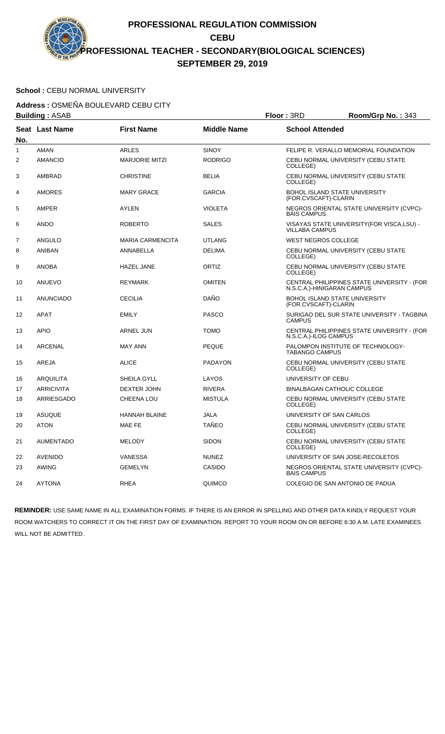# PROFESSIONAL REGULATION COMMISSION

## CEBU

## PROFESSIONAL TEACHER - SECONDARY(BIOLOGICAL SCIENCES)

## SEPTEMBER 29, 2019

**School :** CEBU NORMAL UNIVERSITY

**Address :** OSMEÑA BOULEVARD CEBU CITY

**Building :** ASAB **Floor :** 3RD **Room/Grp No. :** 343

| Seat No. | Last Name | First Name | Middle Name | School Attended |
|---|---|---|---|---|
| 1 | AMAN | ARLES | SINOY | FELIPE R. VERALLO MEMORIAL FOUNDATION |
| 2 | AMANCIO | MARJORIE MITZI | RODRIGO | CEBU NORMAL UNIVERSITY (CEBU STATE COLLEGE) |
| 3 | AMBRAD | CHRISTINE | BELIA | CEBU NORMAL UNIVERSITY (CEBU STATE COLLEGE) |
| 4 | AMORES | MARY GRACE | GARCIA | BOHOL ISLAND STATE UNIVERSITY (FOR.CVSCAFT)-CLARIN |
| 5 | AMPER | AYLEN | VIOLETA | NEGROS ORIENTAL STATE UNIVERSITY (CVPC)-BAIS CAMPUS |
| 6 | ANDO | ROBERTO | SALES | VISAYAS STATE UNIVERSITY(FOR VISCA,LSU) - VILLABA CAMPUS |
| 7 | ANGULO | MARIA CARMENCITA | UTLANG | WEST NEGROS COLLEGE |
| 8 | ANIBAN | ANNABELLA | DELIMA | CEBU NORMAL UNIVERSITY (CEBU STATE COLLEGE) |
| 9 | ANOBA | HAZEL JANE | ORTIZ | CEBU NORMAL UNIVERSITY (CEBU STATE COLLEGE) |
| 10 | ANUEVO | REYMARK | OMITEN | CENTRAL PHILIPPINES STATE UNIVERSITY - (FOR N.S.C.A.)-HINIGARAN CAMPUS |
| 11 | ANUNCIADO | CECILIA | DAÑO | BOHOL ISLAND STATE UNIVERSITY (FOR.CVSCAFT)-CLARIN |
| 12 | APAT | EMILY | PASCO | SURIGAO DEL SUR STATE UNIVERSITY - TAGBINA CAMPUS |
| 13 | APIO | ARNEL JUN | TOMO | CENTRAL PHILIPPINES STATE UNIVERSITY - (FOR N.S.C.A.)-ILOG CAMPUS |
| 14 | ARCENAL | MAY ANN | PEQUE | PALOMPON INSTITUTE OF TECHNOLOGY-TABANGO CAMPUS |
| 15 | AREJA | ALICE | PADAYON | CEBU NORMAL UNIVERSITY (CEBU STATE COLLEGE) |
| 16 | ARQUILITA | SHEILA GYLL | LAYOS | UNIVERSITY OF CEBU |
| 17 | ARRICIVITA | DEXTER JOHN | RIVERA | BINALBAGAN CATHOLIC COLLEGE |
| 18 | ARRIESGADO | CHEENA LOU | MISTULA | CEBU NORMAL UNIVERSITY (CEBU STATE COLLEGE) |
| 19 | ASUQUE | HANNAH BLAINE | JALA | UNIVERSITY OF SAN CARLOS |
| 20 | ATON | MAE FE | TAÑEO | CEBU NORMAL UNIVERSITY (CEBU STATE COLLEGE) |
| 21 | AUMENTADO | MELODY | SIDON | CEBU NORMAL UNIVERSITY (CEBU STATE COLLEGE) |
| 22 | AVENIDO | VANESSA | NUNEZ | UNIVERSITY OF SAN JOSE-RECOLETOS |
| 23 | AWING | GEMELYN | CASIDO | NEGROS ORIENTAL STATE UNIVERSITY (CVPC)-BAIS CAMPUS |
| 24 | AYTONA | RHEA | QUIMCO | COLEGIO DE SAN ANTONIO DE PADUA |

**REMINDER:** USE SAME NAME IN ALL EXAMINATION FORMS. IF THERE IS AN ERROR IN SPELLING AND OTHER DATA KINDLY REQUEST YOUR ROOM WATCHERS TO CORRECT IT ON THE FIRST DAY OF EXAMINATION. REPORT TO YOUR ROOM ON OR BEFORE 6:30 A.M. LATE EXAMINEES WILL NOT BE ADMITTED.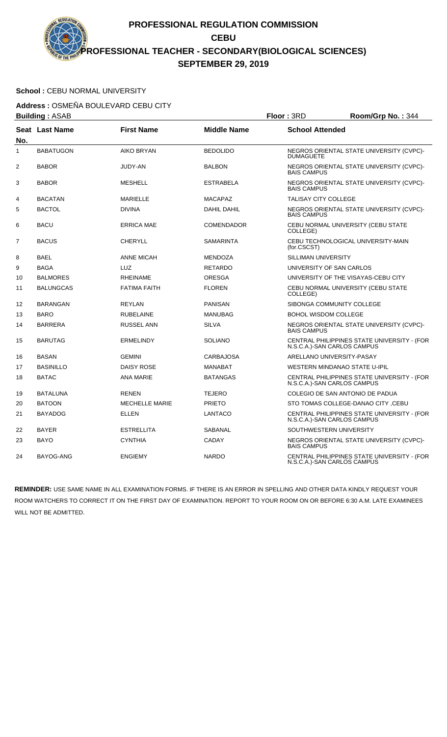# PROFESSIONAL REGULATION COMMISSION

## CEBU

## PROFESSIONAL TEACHER - SECONDARY(BIOLOGICAL SCIENCES)

## SEPTEMBER 29, 2019

**School :** CEBU NORMAL UNIVERSITY

**Address :** OSMEÑA BOULEVARD CEBU CITY

**Building :** ASAB **Floor :** 3RD **Room/Grp No. :** 344

| Seat No. | Last Name | First Name | Middle Name | School Attended |
|---|---|---|---|---|
| 1 | BABATUGON | AIKO BRYAN | BEDOLIDO | NEGROS ORIENTAL STATE UNIVERSITY (CVPC)-DUMAGUETE |
| 2 | BABOR | JUDY-AN | BALBON | NEGROS ORIENTAL STATE UNIVERSITY (CVPC)-BAIS CAMPUS |
| 3 | BABOR | MESHELL | ESTRABELA | NEGROS ORIENTAL STATE UNIVERSITY (CVPC)-BAIS CAMPUS |
| 4 | BACATAN | MARIELLE | MACAPAZ | TALISAY CITY COLLEGE |
| 5 | BACTOL | DIVINA | DAHIL DAHIL | NEGROS ORIENTAL STATE UNIVERSITY (CVPC)-BAIS CAMPUS |
| 6 | BACU | ERRICA MAE | COMENDADOR | CEBU NORMAL UNIVERSITY (CEBU STATE COLLEGE) |
| 7 | BACUS | CHERYLL | SAMARINTA | CEBU TECHNOLOGICAL UNIVERSITY-MAIN (for.CSCST) |
| 8 | BAEL | ANNE MICAH | MENDOZA | SILLIMAN UNIVERSITY |
| 9 | BAGA | LUZ | RETARDO | UNIVERSITY OF SAN CARLOS |
| 10 | BALMORES | RHEINAME | ORESGA | UNIVERSITY OF THE VISAYAS-CEBU CITY |
| 11 | BALUNGCAS | FATIMA FAITH | FLOREN | CEBU NORMAL UNIVERSITY (CEBU STATE COLLEGE) |
| 12 | BARANGAN | REYLAN | PANISAN | SIBONGA COMMUNITY COLLEGE |
| 13 | BARO | RUBELAINE | MANUBAG | BOHOL WISDOM COLLEGE |
| 14 | BARRERA | RUSSEL ANN | SILVA | NEGROS ORIENTAL STATE UNIVERSITY (CVPC)-BAIS CAMPUS |
| 15 | BARUTAG | ERMELINDY | SOLIANO | CENTRAL PHILIPPINES STATE UNIVERSITY - (FOR N.S.C.A.)-SAN CARLOS CAMPUS |
| 16 | BASAN | GEMINI | CARBAJOSA | ARELLANO UNIVERSITY-PASAY |
| 17 | BASINILLO | DAISY ROSE | MANABAT | WESTERN MINDANAO STATE U-IPIL |
| 18 | BATAC | ANA MARIE | BATANGAS | CENTRAL PHILIPPINES STATE UNIVERSITY - (FOR N.S.C.A.)-SAN CARLOS CAMPUS |
| 19 | BATALUNA | RENEN | TEJERO | COLEGIO DE SAN ANTONIO DE PADUA |
| 20 | BATOON | MECHELLE MARIE | PRIETO | STO TOMAS COLLEGE-DANAO CITY ,CEBU |
| 21 | BAYADOG | ELLEN | LANTACO | CENTRAL PHILIPPINES STATE UNIVERSITY - (FOR N.S.C.A.)-SAN CARLOS CAMPUS |
| 22 | BAYER | ESTRELLITA | SABANAL | SOUTHWESTERN UNIVERSITY |
| 23 | BAYO | CYNTHIA | CADAY | NEGROS ORIENTAL STATE UNIVERSITY (CVPC)-BAIS CAMPUS |
| 24 | BAYOG-ANG | ENGIEMY | NARDO | CENTRAL PHILIPPINES STATE UNIVERSITY - (FOR N.S.C.A.)-SAN CARLOS CAMPUS |

**REMINDER:** USE SAME NAME IN ALL EXAMINATION FORMS. IF THERE IS AN ERROR IN SPELLING AND OTHER DATA KINDLY REQUEST YOUR ROOM WATCHERS TO CORRECT IT ON THE FIRST DAY OF EXAMINATION. REPORT TO YOUR ROOM ON OR BEFORE 6:30 A.M. LATE EXAMINEES WILL NOT BE ADMITTED.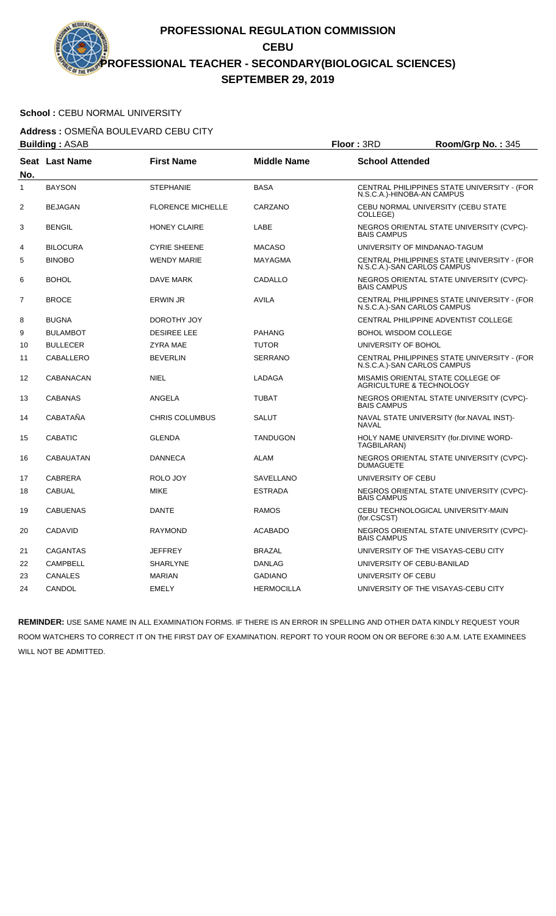# PROFESSIONAL REGULATION COMMISSION
## CEBU
## PROFESSIONAL TEACHER - SECONDARY(BIOLOGICAL SCIENCES)
## SEPTEMBER 29, 2019

**School :** CEBU NORMAL UNIVERSITY

**Address :** OSMEÑA BOULEVARD CEBU CITY

**Building :** ASAB **Floor :** 3RD **Room/Grp No. :** 345

| Seat No. | Last Name | First Name | Middle Name | School Attended |
|---|---|---|---|---|
| 1 | BAYSON | STEPHANIE | BASA | CENTRAL PHILIPPINES STATE UNIVERSITY - (FOR N.S.C.A.)-HINOBA-AN CAMPUS |
| 2 | BEJAGAN | FLORENCE MICHELLE | CARZANO | CEBU NORMAL UNIVERSITY (CEBU STATE COLLEGE) |
| 3 | BENGIL | HONEY CLAIRE | LABE | NEGROS ORIENTAL STATE UNIVERSITY (CVPC)-BAIS CAMPUS |
| 4 | BILOCURA | CYRIE SHEENE | MACASO | UNIVERSITY OF MINDANAO-TAGUM |
| 5 | BINOBO | WENDY MARIE | MAYAGMA | CENTRAL PHILIPPINES STATE UNIVERSITY - (FOR N.S.C.A.)-SAN CARLOS CAMPUS |
| 6 | BOHOL | DAVE MARK | CADALLO | NEGROS ORIENTAL STATE UNIVERSITY (CVPC)-BAIS CAMPUS |
| 7 | BROCE | ERWIN JR | AVILA | CENTRAL PHILIPPINES STATE UNIVERSITY - (FOR N.S.C.A.)-SAN CARLOS CAMPUS |
| 8 | BUGNA | DOROTHY JOY | | CENTRAL PHILIPPINE ADVENTIST COLLEGE |
| 9 | BULAMBOT | DESIREE LEE | PAHANG | BOHOL WISDOM COLLEGE |
| 10 | BULLECER | ZYRA MAE | TUTOR | UNIVERSITY OF BOHOL |
| 11 | CABALLERO | BEVERLIN | SERRANO | CENTRAL PHILIPPINES STATE UNIVERSITY - (FOR N.S.C.A.)-SAN CARLOS CAMPUS |
| 12 | CABANACAN | NIEL | LADAGA | MISAMIS ORIENTAL STATE COLLEGE OF AGRICULTURE & TECHNOLOGY |
| 13 | CABANAS | ANGELA | TUBAT | NEGROS ORIENTAL STATE UNIVERSITY (CVPC)-BAIS CAMPUS |
| 14 | CABATAÑA | CHRIS COLUMBUS | SALUT | NAVAL STATE UNIVERSITY (for.NAVAL INST)-NAVAL |
| 15 | CABATIC | GLENDA | TANDUGON | HOLY NAME UNIVERSITY (for.DIVINE WORD-TAGBILARAN) |
| 16 | CABAUATAN | DANNECA | ALAM | NEGROS ORIENTAL STATE UNIVERSITY (CVPC)-DUMAGUETE |
| 17 | CABRERA | ROLO JOY | SAVELLANO | UNIVERSITY OF CEBU |
| 18 | CABUAL | MIKE | ESTRADA | NEGROS ORIENTAL STATE UNIVERSITY (CVPC)-BAIS CAMPUS |
| 19 | CABUENAS | DANTE | RAMOS | CEBU TECHNOLOGICAL UNIVERSITY-MAIN (for.CSCST) |
| 20 | CADAVID | RAYMOND | ACABADO | NEGROS ORIENTAL STATE UNIVERSITY (CVPC)-BAIS CAMPUS |
| 21 | CAGANTAS | JEFFREY | BRAZAL | UNIVERSITY OF THE VISAYAS-CEBU CITY |
| 22 | CAMPBELL | SHARLYNE | DANLAG | UNIVERSITY OF CEBU-BANILAD |
| 23 | CANALES | MARIAN | GADIANO | UNIVERSITY OF CEBU |
| 24 | CANDOL | EMELY | HERMOCILLA | UNIVERSITY OF THE VISAYAS-CEBU CITY |

**REMINDER:** USE SAME NAME IN ALL EXAMINATION FORMS. IF THERE IS AN ERROR IN SPELLING AND OTHER DATA KINDLY REQUEST YOUR ROOM WATCHERS TO CORRECT IT ON THE FIRST DAY OF EXAMINATION. REPORT TO YOUR ROOM ON OR BEFORE 6:30 A.M. LATE EXAMINEES WILL NOT BE ADMITTED.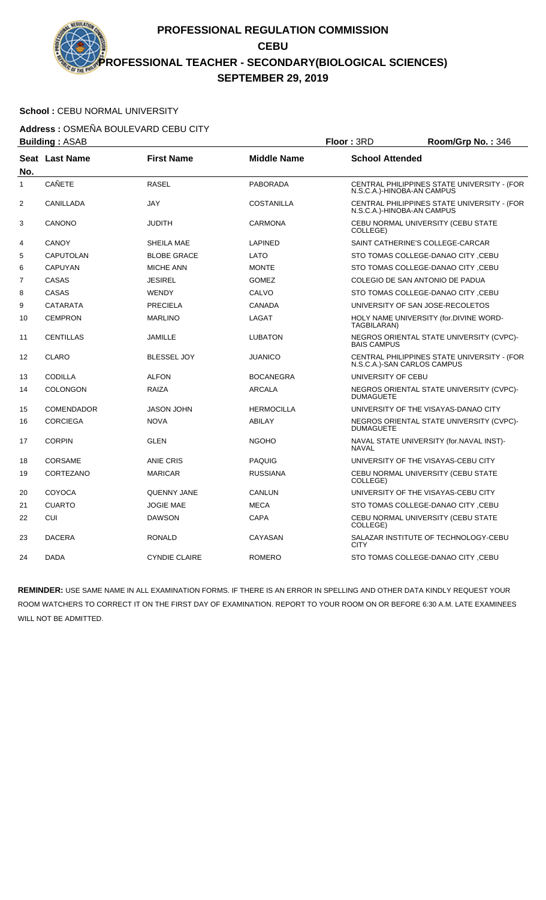# PROFESSIONAL REGULATION COMMISSION
## CEBU
## PROFESSIONAL TEACHER - SECONDARY(BIOLOGICAL SCIENCES)
## SEPTEMBER 29, 2019

**School :** CEBU NORMAL UNIVERSITY

**Address :** OSMEÑA BOULEVARD CEBU CITY

**Building :** ASAB　　**Floor :** 3RD　　**Room/Grp No. :** 346

| Seat No. | Last Name | First Name | Middle Name | School Attended |
|---|---|---|---|---|
| 1 | CAÑETE | RASEL | PABORADA | CENTRAL PHILIPPINES STATE UNIVERSITY - (FOR N.S.C.A.)-HINOBA-AN CAMPUS |
| 2 | CANILLADA | JAY | COSTANILLA | CENTRAL PHILIPPINES STATE UNIVERSITY - (FOR N.S.C.A.)-HINOBA-AN CAMPUS |
| 3 | CANONO | JUDITH | CARMONA | CEBU NORMAL UNIVERSITY (CEBU STATE COLLEGE) |
| 4 | CANOY | SHEILA MAE | LAPINED | SAINT CATHERINE'S COLLEGE-CARCAR |
| 5 | CAPUTOLAN | BLOBE GRACE | LATO | STO TOMAS COLLEGE-DANAO CITY ,CEBU |
| 6 | CAPUYAN | MICHE ANN | MONTE | STO TOMAS COLLEGE-DANAO CITY ,CEBU |
| 7 | CASAS | JESIREL | GOMEZ | COLEGIO DE SAN ANTONIO DE PADUA |
| 8 | CASAS | WENDY | CALVO | STO TOMAS COLLEGE-DANAO CITY ,CEBU |
| 9 | CATARATA | PRECIELA | CANADA | UNIVERSITY OF SAN JOSE-RECOLETOS |
| 10 | CEMPRON | MARLINO | LAGAT | HOLY NAME UNIVERSITY (for.DIVINE WORD-TAGBILARAN) |
| 11 | CENTILLAS | JAMILLE | LUBATON | NEGROS ORIENTAL STATE UNIVERSITY (CVPC)-BAIS CAMPUS |
| 12 | CLARO | BLESSEL JOY | JUANICO | CENTRAL PHILIPPINES STATE UNIVERSITY - (FOR N.S.C.A.)-SAN CARLOS CAMPUS |
| 13 | CODILLA | ALFON | BOCANEGRA | UNIVERSITY OF CEBU |
| 14 | COLONGON | RAIZA | ARCALA | NEGROS ORIENTAL STATE UNIVERSITY (CVPC)-DUMAGUETE |
| 15 | COMENDADOR | JASON JOHN | HERMOCILLA | UNIVERSITY OF THE VISAYAS-DANAO CITY |
| 16 | CORCIEGA | NOVA | ABILAY | NEGROS ORIENTAL STATE UNIVERSITY (CVPC)-DUMAGUETE |
| 17 | CORPIN | GLEN | NGOHO | NAVAL STATE UNIVERSITY (for.NAVAL INST)-NAVAL |
| 18 | CORSAME | ANIE CRIS | PAQUIG | UNIVERSITY OF THE VISAYAS-CEBU CITY |
| 19 | CORTEZANO | MARICAR | RUSSIANA | CEBU NORMAL UNIVERSITY (CEBU STATE COLLEGE) |
| 20 | COYOCA | QUENNY JANE | CANLUN | UNIVERSITY OF THE VISAYAS-CEBU CITY |
| 21 | CUARTO | JOGIE MAE | MECA | STO TOMAS COLLEGE-DANAO CITY ,CEBU |
| 22 | CUI | DAWSON | CAPA | CEBU NORMAL UNIVERSITY (CEBU STATE COLLEGE) |
| 23 | DACERA | RONALD | CAYASAN | SALAZAR INSTITUTE OF TECHNOLOGY-CEBU CITY |
| 24 | DADA | CYNDIE CLAIRE | ROMERO | STO TOMAS COLLEGE-DANAO CITY ,CEBU |

**REMINDER:** USE SAME NAME IN ALL EXAMINATION FORMS. IF THERE IS AN ERROR IN SPELLING AND OTHER DATA KINDLY REQUEST YOUR ROOM WATCHERS TO CORRECT IT ON THE FIRST DAY OF EXAMINATION. REPORT TO YOUR ROOM ON OR BEFORE 6:30 A.M. LATE EXAMINEES WILL NOT BE ADMITTED.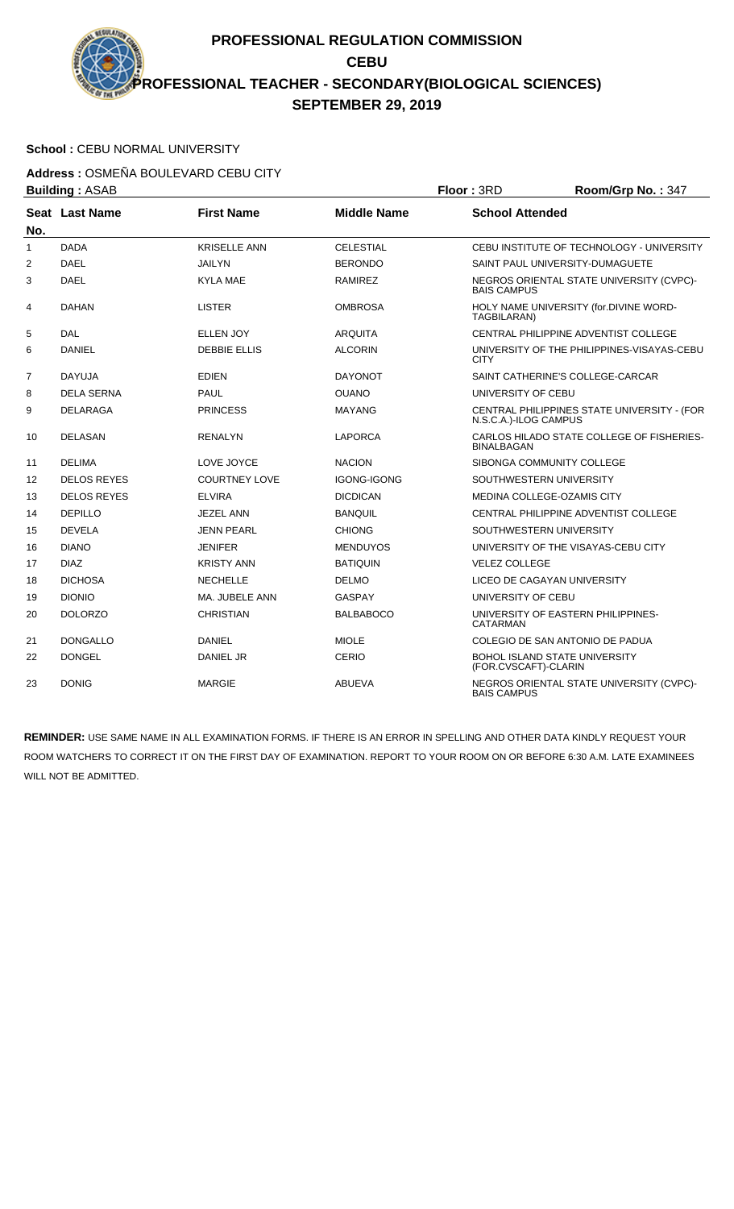# PROFESSIONAL REGULATION COMMISSION
## CEBU
## PROFESSIONAL TEACHER - SECONDARY(BIOLOGICAL SCIENCES)
## SEPTEMBER 29, 2019

**School :** CEBU NORMAL UNIVERSITY

**Address :** OSMEÑA BOULEVARD CEBU CITY

**Building :** ASAB **Floor :** 3RD **Room/Grp No. :** 347

| Seat No. | Last Name | First Name | Middle Name | School Attended |
|---|---|---|---|---|
| 1 | DADA | KRISELLE ANN | CELESTIAL | CEBU INSTITUTE OF TECHNOLOGY - UNIVERSITY |
| 2 | DAEL | JAILYN | BERONDO | SAINT PAUL UNIVERSITY-DUMAGUETE |
| 3 | DAEL | KYLA MAE | RAMIREZ | NEGROS ORIENTAL STATE UNIVERSITY (CVPC)-BAIS CAMPUS |
| 4 | DAHAN | LISTER | OMBROSA | HOLY NAME UNIVERSITY (for.DIVINE WORD-TAGBILARAN) |
| 5 | DAL | ELLEN JOY | ARQUITA | CENTRAL PHILIPPINE ADVENTIST COLLEGE |
| 6 | DANIEL | DEBBIE ELLIS | ALCORIN | UNIVERSITY OF THE PHILIPPINES-VISAYAS-CEBU CITY |
| 7 | DAYUJA | EDIEN | DAYONOT | SAINT CATHERINE'S COLLEGE-CARCAR |
| 8 | DELA SERNA | PAUL | OUANO | UNIVERSITY OF CEBU |
| 9 | DELARAGA | PRINCESS | MAYANG | CENTRAL PHILIPPINES STATE UNIVERSITY - (FOR N.S.C.A.)-ILOG CAMPUS |
| 10 | DELASAN | RENALYN | LAPORCA | CARLOS HILADO STATE COLLEGE OF FISHERIES-BINALBAGAN |
| 11 | DELIMA | LOVE JOYCE | NACION | SIBONGA COMMUNITY COLLEGE |
| 12 | DELOS REYES | COURTNEY LOVE | IGONG-IGONG | SOUTHWESTERN UNIVERSITY |
| 13 | DELOS REYES | ELVIRA | DICDICAN | MEDINA COLLEGE-OZAMIS CITY |
| 14 | DEPILLO | JEZEL ANN | BANQUIL | CENTRAL PHILIPPINE ADVENTIST COLLEGE |
| 15 | DEVELA | JENN PEARL | CHIONG | SOUTHWESTERN UNIVERSITY |
| 16 | DIANO | JENIFER | MENDUYOS | UNIVERSITY OF THE VISAYAS-CEBU CITY |
| 17 | DIAZ | KRISTY ANN | BATIQUIN | VELEZ COLLEGE |
| 18 | DICHOSA | NECHELLE | DELMO | LICEO DE CAGAYAN UNIVERSITY |
| 19 | DIONIO | MA. JUBELE ANN | GASPAY | UNIVERSITY OF CEBU |
| 20 | DOLORZO | CHRISTIAN | BALBABOCO | UNIVERSITY OF EASTERN PHILIPPINES-CATARMAN |
| 21 | DONGALLO | DANIEL | MIOLE | COLEGIO DE SAN ANTONIO DE PADUA |
| 22 | DONGEL | DANIEL JR | CERIO | BOHOL ISLAND STATE UNIVERSITY (FOR.CVSCAFT)-CLARIN |
| 23 | DONIG | MARGIE | ABUEVA | NEGROS ORIENTAL STATE UNIVERSITY (CVPC)-BAIS CAMPUS |

**REMINDER:** USE SAME NAME IN ALL EXAMINATION FORMS. IF THERE IS AN ERROR IN SPELLING AND OTHER DATA KINDLY REQUEST YOUR ROOM WATCHERS TO CORRECT IT ON THE FIRST DAY OF EXAMINATION. REPORT TO YOUR ROOM ON OR BEFORE 6:30 A.M. LATE EXAMINEES WILL NOT BE ADMITTED.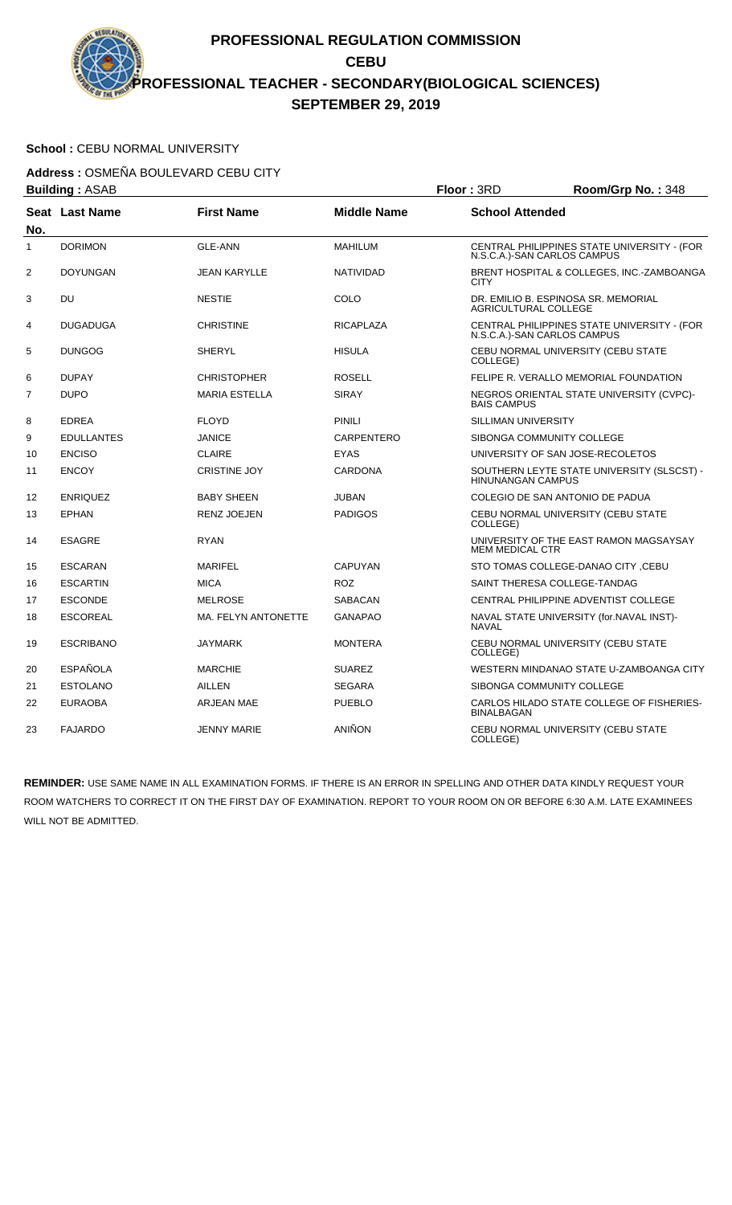# PROFESSIONAL REGULATION COMMISSION
## CEBU
## PROFESSIONAL TEACHER - SECONDARY(BIOLOGICAL SCIENCES)
## SEPTEMBER 29, 2019

**School :** CEBU NORMAL UNIVERSITY

**Address :** OSMEÑA BOULEVARD CEBU CITY

**Building :** ASAB **Floor :** 3RD **Room/Grp No. :** 348

| Seat No. | Last Name | First Name | Middle Name | School Attended |
|---|---|---|---|---|
| 1 | DORIMON | GLE-ANN | MAHILUM | CENTRAL PHILIPPINES STATE UNIVERSITY - (FOR N.S.C.A.)-SAN CARLOS CAMPUS |
| 2 | DOYUNGAN | JEAN KARYLLE | NATIVIDAD | BRENT HOSPITAL & COLLEGES, INC.-ZAMBOANGA CITY |
| 3 | DU | NESTIE | COLO | DR. EMILIO B. ESPINOSA SR. MEMORIAL AGRICULTURAL COLLEGE |
| 4 | DUGADUGA | CHRISTINE | RICAPLAZA | CENTRAL PHILIPPINES STATE UNIVERSITY - (FOR N.S.C.A.)-SAN CARLOS CAMPUS |
| 5 | DUNGOG | SHERYL | HISULA | CEBU NORMAL UNIVERSITY (CEBU STATE COLLEGE) |
| 6 | DUPAY | CHRISTOPHER | ROSELL | FELIPE R. VERALLO MEMORIAL FOUNDATION |
| 7 | DUPO | MARIA ESTELLA | SIRAY | NEGROS ORIENTAL STATE UNIVERSITY (CVPC)-BAIS CAMPUS |
| 8 | EDREA | FLOYD | PINILI | SILLIMAN UNIVERSITY |
| 9 | EDULLANTES | JANICE | CARPENTERO | SIBONGA COMMUNITY COLLEGE |
| 10 | ENCISO | CLAIRE | EYAS | UNIVERSITY OF SAN JOSE-RECOLETOS |
| 11 | ENCOY | CRISTINE JOY | CARDONA | SOUTHERN LEYTE STATE UNIVERSITY (SLSCST) - HINUNANGAN CAMPUS |
| 12 | ENRIQUEZ | BABY SHEEN | JUBAN | COLEGIO DE SAN ANTONIO DE PADUA |
| 13 | EPHAN | RENZ JOEJEN | PADIGOS | CEBU NORMAL UNIVERSITY (CEBU STATE COLLEGE) |
| 14 | ESAGRE | RYAN | | UNIVERSITY OF THE EAST RAMON MAGSAYSAY MEM MEDICAL CTR |
| 15 | ESCARAN | MARIFEL | CAPUYAN | STO TOMAS COLLEGE-DANAO CITY ,CEBU |
| 16 | ESCARTIN | MICA | ROZ | SAINT THERESA COLLEGE-TANDAG |
| 17 | ESCONDE | MELROSE | SABACAN | CENTRAL PHILIPPINE ADVENTIST COLLEGE |
| 18 | ESCOREAL | MA. FELYN ANTONETTE | GANAPAO | NAVAL STATE UNIVERSITY (for.NAVAL INST)-NAVAL |
| 19 | ESCRIBANO | JAYMARK | MONTERA | CEBU NORMAL UNIVERSITY (CEBU STATE COLLEGE) |
| 20 | ESPAÑOLA | MARCHIE | SUAREZ | WESTERN MINDANAO STATE U-ZAMBOANGA CITY |
| 21 | ESTOLANO | AILLEN | SEGARA | SIBONGA COMMUNITY COLLEGE |
| 22 | EURAOBA | ARJEAN MAE | PUEBLO | CARLOS HILADO STATE COLLEGE OF FISHERIES-BINALBAGAN |
| 23 | FAJARDO | JENNY MARIE | ANIÑON | CEBU NORMAL UNIVERSITY (CEBU STATE COLLEGE) |

**REMINDER:** USE SAME NAME IN ALL EXAMINATION FORMS. IF THERE IS AN ERROR IN SPELLING AND OTHER DATA KINDLY REQUEST YOUR ROOM WATCHERS TO CORRECT IT ON THE FIRST DAY OF EXAMINATION. REPORT TO YOUR ROOM ON OR BEFORE 6:30 A.M. LATE EXAMINEES WILL NOT BE ADMITTED.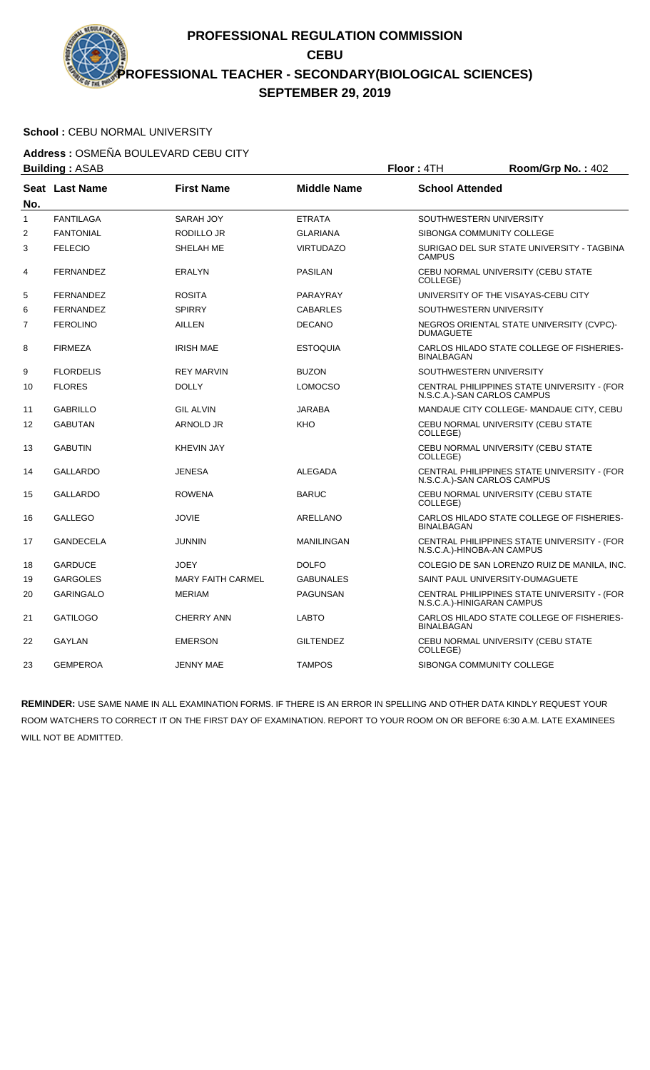# PROFESSIONAL REGULATION COMMISSION

## CEBU

## PROFESSIONAL TEACHER - SECONDARY(BIOLOGICAL SCIENCES)

## SEPTEMBER 29, 2019

**School :** CEBU NORMAL UNIVERSITY

**Address :** OSMEÑA BOULEVARD CEBU CITY

**Building :** ASAB **Floor :** 4TH **Room/Grp No. :** 402

| Seat No. | Last Name | First Name | Middle Name | School Attended |
|---|---|---|---|---|
| 1 | FANTILAGA | SARAH JOY | ETRATA | SOUTHWESTERN UNIVERSITY |
| 2 | FANTONIAL | RODILLO JR | GLARIANA | SIBONGA COMMUNITY COLLEGE |
| 3 | FELECIO | SHELAH ME | VIRTUDAZO | SURIGAO DEL SUR STATE UNIVERSITY - TAGBINA CAMPUS |
| 4 | FERNANDEZ | ERALYN | PASILAN | CEBU NORMAL UNIVERSITY (CEBU STATE COLLEGE) |
| 5 | FERNANDEZ | ROSITA | PARAYRAY | UNIVERSITY OF THE VISAYAS-CEBU CITY |
| 6 | FERNANDEZ | SPIRRY | CABARLES | SOUTHWESTERN UNIVERSITY |
| 7 | FEROLINO | AILLEN | DECANO | NEGROS ORIENTAL STATE UNIVERSITY (CVPC)-DUMAGUETE |
| 8 | FIRMEZA | IRISH MAE | ESTOQUIA | CARLOS HILADO STATE COLLEGE OF FISHERIES-BINALBAGAN |
| 9 | FLORDELIS | REY MARVIN | BUZON | SOUTHWESTERN UNIVERSITY |
| 10 | FLORES | DOLLY | LOMOCSO | CENTRAL PHILIPPINES STATE UNIVERSITY - (FOR N.S.C.A.)-SAN CARLOS CAMPUS |
| 11 | GABRILLO | GIL ALVIN | JARABA | MANDAUE CITY COLLEGE- MANDAUE CITY, CEBU |
| 12 | GABUTAN | ARNOLD JR | KHO | CEBU NORMAL UNIVERSITY (CEBU STATE COLLEGE) |
| 13 | GABUTIN | KHEVIN JAY | | CEBU NORMAL UNIVERSITY (CEBU STATE COLLEGE) |
| 14 | GALLARDO | JENESA | ALEGADA | CENTRAL PHILIPPINES STATE UNIVERSITY - (FOR N.S.C.A.)-SAN CARLOS CAMPUS |
| 15 | GALLARDO | ROWENA | BARUC | CEBU NORMAL UNIVERSITY (CEBU STATE COLLEGE) |
| 16 | GALLEGO | JOVIE | ARELLANO | CARLOS HILADO STATE COLLEGE OF FISHERIES-BINALBAGAN |
| 17 | GANDECELA | JUNNIN | MANILINGAN | CENTRAL PHILIPPINES STATE UNIVERSITY - (FOR N.S.C.A.)-HINOBA-AN CAMPUS |
| 18 | GARDUCE | JOEY | DOLFO | COLEGIO DE SAN LORENZO RUIZ DE MANILA, INC. |
| 19 | GARGOLES | MARY FAITH CARMEL | GABUNALES | SAINT PAUL UNIVERSITY-DUMAGUETE |
| 20 | GARINGALO | MERIAM | PAGUNSAN | CENTRAL PHILIPPINES STATE UNIVERSITY - (FOR N.S.C.A.)-HINIGARAN CAMPUS |
| 21 | GATILOGO | CHERRY ANN | LABTO | CARLOS HILADO STATE COLLEGE OF FISHERIES-BINALBAGAN |
| 22 | GAYLAN | EMERSON | GILTENDEZ | CEBU NORMAL UNIVERSITY (CEBU STATE COLLEGE) |
| 23 | GEMPEROA | JENNY MAE | TAMPOS | SIBONGA COMMUNITY COLLEGE |

**REMINDER:** USE SAME NAME IN ALL EXAMINATION FORMS. IF THERE IS AN ERROR IN SPELLING AND OTHER DATA KINDLY REQUEST YOUR ROOM WATCHERS TO CORRECT IT ON THE FIRST DAY OF EXAMINATION. REPORT TO YOUR ROOM ON OR BEFORE 6:30 A.M. LATE EXAMINEES WILL NOT BE ADMITTED.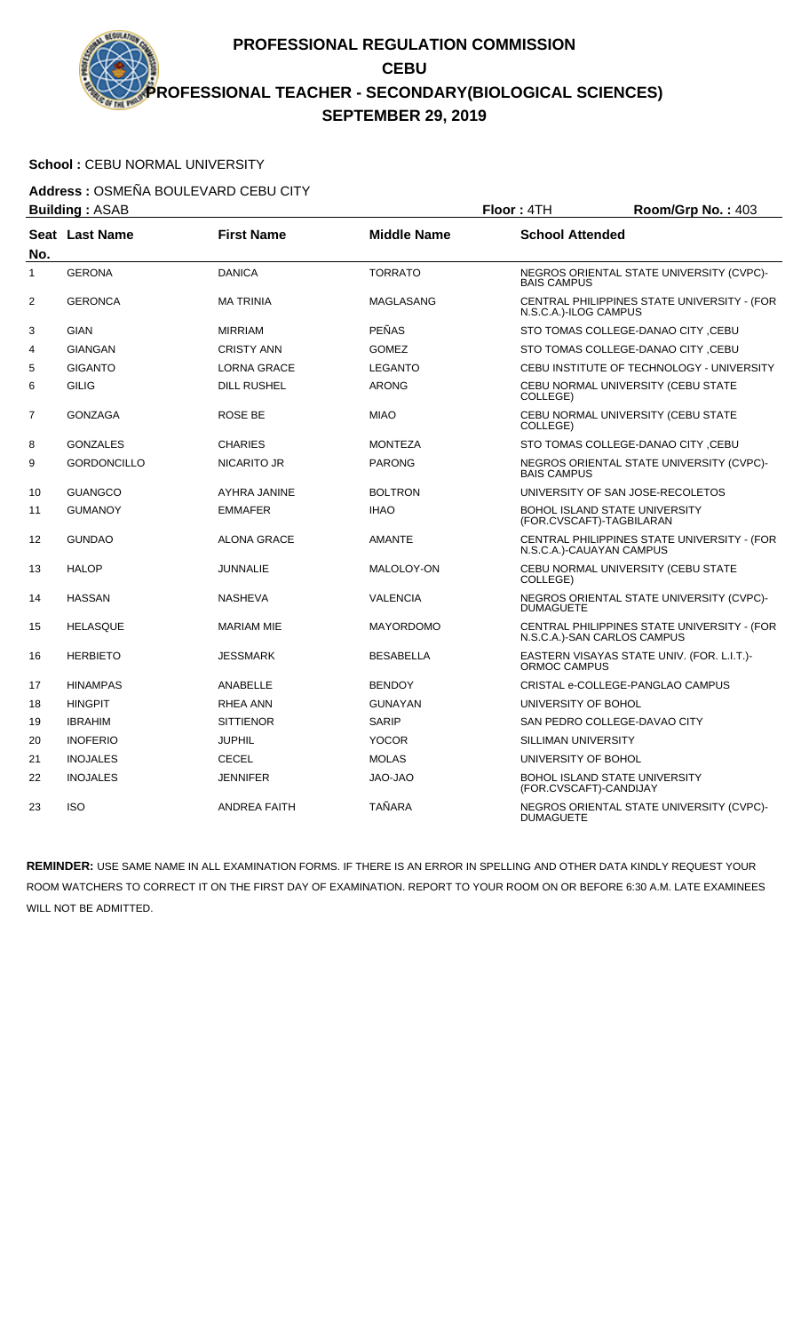# PROFESSIONAL REGULATION COMMISSION
## CEBU
## PROFESSIONAL TEACHER - SECONDARY(BIOLOGICAL SCIENCES)
## SEPTEMBER 29, 2019

**School :** CEBU NORMAL UNIVERSITY

**Address :** OSMEÑA BOULEVARD CEBU CITY

**Building :** ASAB **Floor :** 4TH **Room/Grp No. :** 403

| Seat No. | Last Name | First Name | Middle Name | School Attended |
|---|---|---|---|---|
| 1 | GERONA | DANICA | TORRATO | NEGROS ORIENTAL STATE UNIVERSITY (CVPC)-BAIS CAMPUS |
| 2 | GERONCA | MA TRINIA | MAGLASANG | CENTRAL PHILIPPINES STATE UNIVERSITY - (FOR N.S.C.A.)-ILOG CAMPUS |
| 3 | GIAN | MIRRIAM | PEÑAS | STO TOMAS COLLEGE-DANAO CITY ,CEBU |
| 4 | GIANGAN | CRISTY ANN | GOMEZ | STO TOMAS COLLEGE-DANAO CITY ,CEBU |
| 5 | GIGANTO | LORNA GRACE | LEGANTO | CEBU INSTITUTE OF TECHNOLOGY - UNIVERSITY |
| 6 | GILIG | DILL RUSHEL | ARONG | CEBU NORMAL UNIVERSITY (CEBU STATE COLLEGE) |
| 7 | GONZAGA | ROSE BE | MIAO | CEBU NORMAL UNIVERSITY (CEBU STATE COLLEGE) |
| 8 | GONZALES | CHARIES | MONTEZA | STO TOMAS COLLEGE-DANAO CITY ,CEBU |
| 9 | GORDONCILLO | NICARITO JR | PARONG | NEGROS ORIENTAL STATE UNIVERSITY (CVPC)-BAIS CAMPUS |
| 10 | GUANGCO | AYHRA JANINE | BOLTRON | UNIVERSITY OF SAN JOSE-RECOLETOS |
| 11 | GUMANOY | EMMAFER | IHAO | BOHOL ISLAND STATE UNIVERSITY (FOR.CVSCAFT)-TAGBILARAN |
| 12 | GUNDAO | ALONA GRACE | AMANTE | CENTRAL PHILIPPINES STATE UNIVERSITY - (FOR N.S.C.A.)-CAUAYAN CAMPUS |
| 13 | HALOP | JUNNALIE | MALOLOY-ON | CEBU NORMAL UNIVERSITY (CEBU STATE COLLEGE) |
| 14 | HASSAN | NASHEVA | VALENCIA | NEGROS ORIENTAL STATE UNIVERSITY (CVPC)-DUMAGUETE |
| 15 | HELASQUE | MARIAM MIE | MAYORDOMO | CENTRAL PHILIPPINES STATE UNIVERSITY - (FOR N.S.C.A.)-SAN CARLOS CAMPUS |
| 16 | HERBIETO | JESSMARK | BESABELLA | EASTERN VISAYAS STATE UNIV. (FOR. L.I.T.)-ORMOC CAMPUS |
| 17 | HINAMPAS | ANABELLE | BENDOY | CRISTAL e-COLLEGE-PANGLAO CAMPUS |
| 18 | HINGPIT | RHEA ANN | GUNAYAN | UNIVERSITY OF BOHOL |
| 19 | IBRAHIM | SITTIENOR | SARIP | SAN PEDRO COLLEGE-DAVAO CITY |
| 20 | INOFERIO | JUPHIL | YOCOR | SILLIMAN UNIVERSITY |
| 21 | INOJALES | CECEL | MOLAS | UNIVERSITY OF BOHOL |
| 22 | INOJALES | JENNIFER | JAO-JAO | BOHOL ISLAND STATE UNIVERSITY (FOR.CVSCAFT)-CANDIJAY |
| 23 | ISO | ANDREA FAITH | TAÑARA | NEGROS ORIENTAL STATE UNIVERSITY (CVPC)-DUMAGUETE |

**REMINDER:** USE SAME NAME IN ALL EXAMINATION FORMS. IF THERE IS AN ERROR IN SPELLING AND OTHER DATA KINDLY REQUEST YOUR ROOM WATCHERS TO CORRECT IT ON THE FIRST DAY OF EXAMINATION. REPORT TO YOUR ROOM ON OR BEFORE 6:30 A.M. LATE EXAMINEES WILL NOT BE ADMITTED.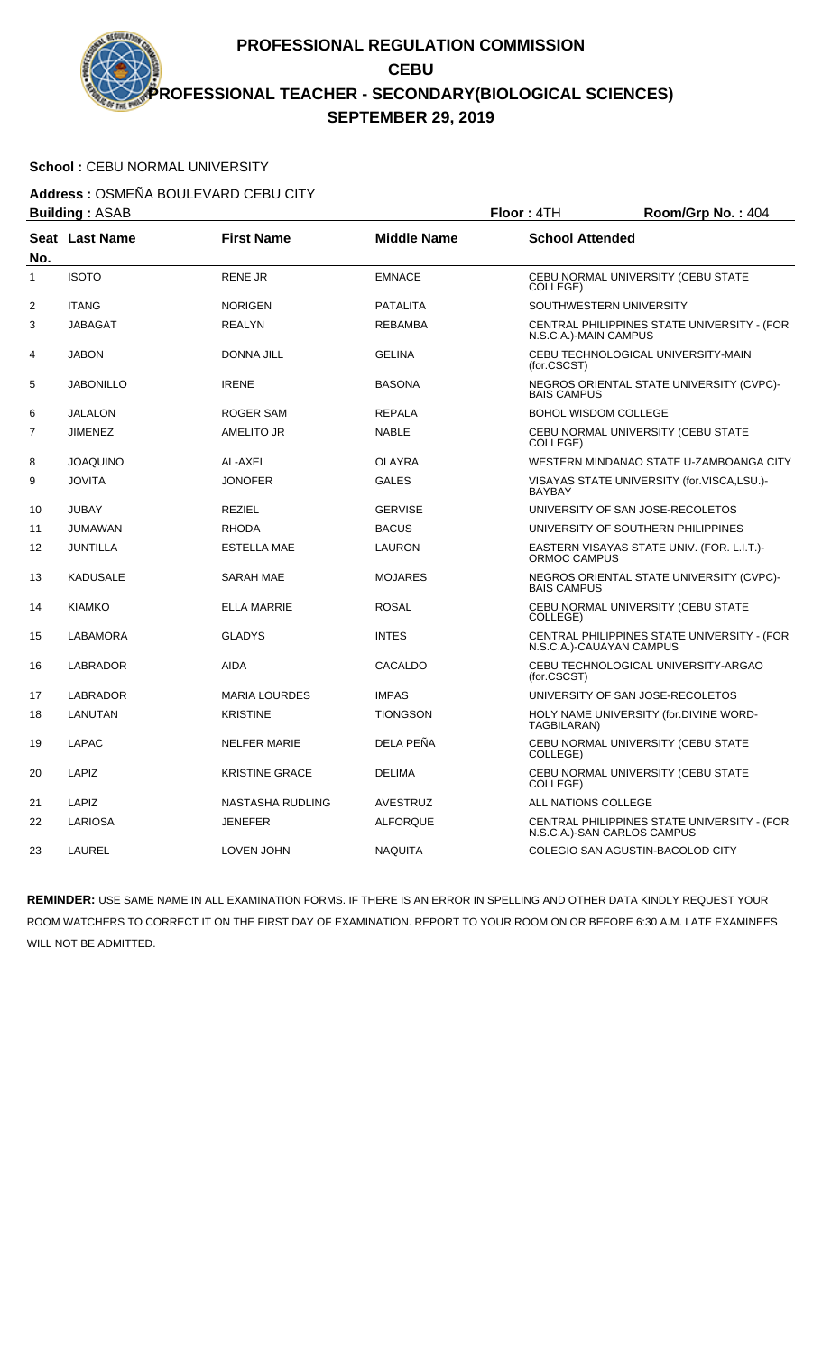# PROFESSIONAL REGULATION COMMISSION

## CEBU

## PROFESSIONAL TEACHER - SECONDARY(BIOLOGICAL SCIENCES)

## SEPTEMBER 29, 2019

**School :** CEBU NORMAL UNIVERSITY

**Address :** OSMEÑA BOULEVARD CEBU CITY

**Building :** ASAB **Floor :** 4TH **Room/Grp No. :** 404

| Seat No. | Last Name | First Name | Middle Name | School Attended |
|---|---|---|---|---|
| 1 | ISOTO | RENE JR | EMNACE | CEBU NORMAL UNIVERSITY (CEBU STATE COLLEGE) |
| 2 | ITANG | NORIGEN | PATALITA | SOUTHWESTERN UNIVERSITY |
| 3 | JABAGAT | REALYN | REBAMBA | CENTRAL PHILIPPINES STATE UNIVERSITY - (FOR N.S.C.A.)-MAIN CAMPUS |
| 4 | JABON | DONNA JILL | GELINA | CEBU TECHNOLOGICAL UNIVERSITY-MAIN (for.CSCST) |
| 5 | JABONILLO | IRENE | BASONA | NEGROS ORIENTAL STATE UNIVERSITY (CVPC)-BAIS CAMPUS |
| 6 | JALALON | ROGER SAM | REPALA | BOHOL WISDOM COLLEGE |
| 7 | JIMENEZ | AMELITO JR | NABLE | CEBU NORMAL UNIVERSITY (CEBU STATE COLLEGE) |
| 8 | JOAQUINO | AL-AXEL | OLAYRA | WESTERN MINDANAO STATE U-ZAMBOANGA CITY |
| 9 | JOVITA | JONOFER | GALES | VISAYAS STATE UNIVERSITY (for.VISCA,LSU.)-BAYBAY |
| 10 | JUBAY | REZIEL | GERVISE | UNIVERSITY OF SAN JOSE-RECOLETOS |
| 11 | JUMAWAN | RHODA | BACUS | UNIVERSITY OF SOUTHERN PHILIPPINES |
| 12 | JUNTILLA | ESTELLA MAE | LAURON | EASTERN VISAYAS STATE UNIV. (FOR. L.I.T.)-ORMOC CAMPUS |
| 13 | KADUSALE | SARAH MAE | MOJARES | NEGROS ORIENTAL STATE UNIVERSITY (CVPC)-BAIS CAMPUS |
| 14 | KIAMKO | ELLA MARRIE | ROSAL | CEBU NORMAL UNIVERSITY (CEBU STATE COLLEGE) |
| 15 | LABAMORA | GLADYS | INTES | CENTRAL PHILIPPINES STATE UNIVERSITY - (FOR N.S.C.A.)-CAUAYAN CAMPUS |
| 16 | LABRADOR | AIDA | CACALDO | CEBU TECHNOLOGICAL UNIVERSITY-ARGAO (for.CSCST) |
| 17 | LABRADOR | MARIA LOURDES | IMPAS | UNIVERSITY OF SAN JOSE-RECOLETOS |
| 18 | LANUTAN | KRISTINE | TIONGSON | HOLY NAME UNIVERSITY (for.DIVINE WORD-TAGBILARAN) |
| 19 | LAPAC | NELFER MARIE | DELA PEÑA | CEBU NORMAL UNIVERSITY (CEBU STATE COLLEGE) |
| 20 | LAPIZ | KRISTINE GRACE | DELIMA | CEBU NORMAL UNIVERSITY (CEBU STATE COLLEGE) |
| 21 | LAPIZ | NASTASHA RUDLING | AVESTRUZ | ALL NATIONS COLLEGE |
| 22 | LARIOSA | JENEFER | ALFORQUE | CENTRAL PHILIPPINES STATE UNIVERSITY - (FOR N.S.C.A.)-SAN CARLOS CAMPUS |
| 23 | LAUREL | LOVEN JOHN | NAQUITA | COLEGIO SAN AGUSTIN-BACOLOD CITY |

**REMINDER:** USE SAME NAME IN ALL EXAMINATION FORMS. IF THERE IS AN ERROR IN SPELLING AND OTHER DATA KINDLY REQUEST YOUR ROOM WATCHERS TO CORRECT IT ON THE FIRST DAY OF EXAMINATION. REPORT TO YOUR ROOM ON OR BEFORE 6:30 A.M. LATE EXAMINEES WILL NOT BE ADMITTED.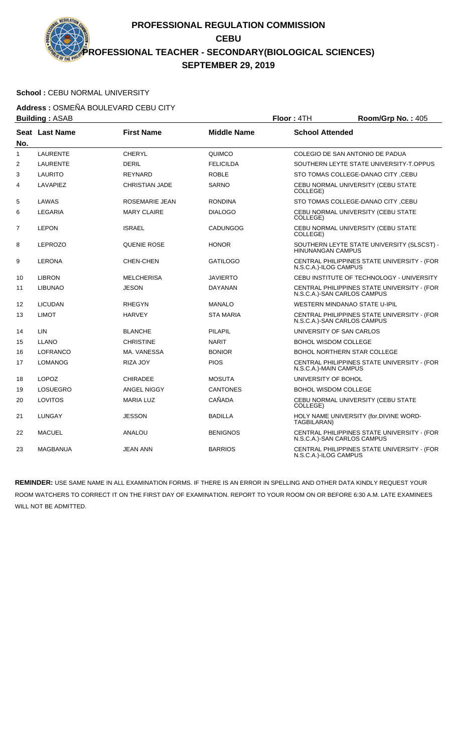# PROFESSIONAL REGULATION COMMISSION

## CEBU

## PROFESSIONAL TEACHER - SECONDARY(BIOLOGICAL SCIENCES)

## SEPTEMBER 29, 2019

**School :** CEBU NORMAL UNIVERSITY

**Address :** OSMEÑA BOULEVARD CEBU CITY

**Building :** ASAB **Floor :** 4TH **Room/Grp No. :** 405

| Seat No. | Last Name | First Name | Middle Name | School Attended |
|---|---|---|---|---|
| 1 | LAURENTE | CHERYL | QUIMCO | COLEGIO DE SAN ANTONIO DE PADUA |
| 2 | LAURENTE | DERIL | FELICILDA | SOUTHERN LEYTE STATE UNIVERSITY-T.OPPUS |
| 3 | LAURITO | REYNARD | ROBLE | STO TOMAS COLLEGE-DANAO CITY ,CEBU |
| 4 | LAVAPIEZ | CHRISTIAN JADE | SARNO | CEBU NORMAL UNIVERSITY (CEBU STATE COLLEGE) |
| 5 | LAWAS | ROSEMARIE JEAN | RONDINA | STO TOMAS COLLEGE-DANAO CITY ,CEBU |
| 6 | LEGARIA | MARY CLAIRE | DIALOGO | CEBU NORMAL UNIVERSITY (CEBU STATE COLLEGE) |
| 7 | LEPON | ISRAEL | CADUNGOG | CEBU NORMAL UNIVERSITY (CEBU STATE COLLEGE) |
| 8 | LEPROZO | QUENIE ROSE | HONOR | SOUTHERN LEYTE STATE UNIVERSITY (SLSCST) - HINUNANGAN CAMPUS |
| 9 | LERONA | CHEN-CHEN | GATILOGO | CENTRAL PHILIPPINES STATE UNIVERSITY - (FOR N.S.C.A.)-ILOG CAMPUS |
| 10 | LIBRON | MELCHERISA | JAVIERTO | CEBU INSTITUTE OF TECHNOLOGY - UNIVERSITY |
| 11 | LIBUNAO | JESON | DAYANAN | CENTRAL PHILIPPINES STATE UNIVERSITY - (FOR N.S.C.A.)-SAN CARLOS CAMPUS |
| 12 | LICUDAN | RHEGYN | MANALO | WESTERN MINDANAO STATE U-IPIL |
| 13 | LIMOT | HARVEY | STA MARIA | CENTRAL PHILIPPINES STATE UNIVERSITY - (FOR N.S.C.A.)-SAN CARLOS CAMPUS |
| 14 | LIN | BLANCHE | PILAPIL | UNIVERSITY OF SAN CARLOS |
| 15 | LLANO | CHRISTINE | NARIT | BOHOL WISDOM COLLEGE |
| 16 | LOFRANCO | MA. VANESSA | BONIOR | BOHOL NORTHERN STAR COLLEGE |
| 17 | LOMANOG | RIZA JOY | PIOS | CENTRAL PHILIPPINES STATE UNIVERSITY - (FOR N.S.C.A.)-MAIN CAMPUS |
| 18 | LOPOZ | CHIRADEE | MOSUTA | UNIVERSITY OF BOHOL |
| 19 | LOSUEGRO | ANGEL NIGGY | CANTONES | BOHOL WISDOM COLLEGE |
| 20 | LOVITOS | MARIA LUZ | CAÑADA | CEBU NORMAL UNIVERSITY (CEBU STATE COLLEGE) |
| 21 | LUNGAY | JESSON | BADILLA | HOLY NAME UNIVERSITY (for.DIVINE WORD-TAGBILARAN) |
| 22 | MACUEL | ANALOU | BENIGNOS | CENTRAL PHILIPPINES STATE UNIVERSITY - (FOR N.S.C.A.)-SAN CARLOS CAMPUS |
| 23 | MAGBANUA | JEAN ANN | BARRIOS | CENTRAL PHILIPPINES STATE UNIVERSITY - (FOR N.S.C.A.)-ILOG CAMPUS |

**REMINDER:** USE SAME NAME IN ALL EXAMINATION FORMS. IF THERE IS AN ERROR IN SPELLING AND OTHER DATA KINDLY REQUEST YOUR ROOM WATCHERS TO CORRECT IT ON THE FIRST DAY OF EXAMINATION. REPORT TO YOUR ROOM ON OR BEFORE 6:30 A.M. LATE EXAMINEES WILL NOT BE ADMITTED.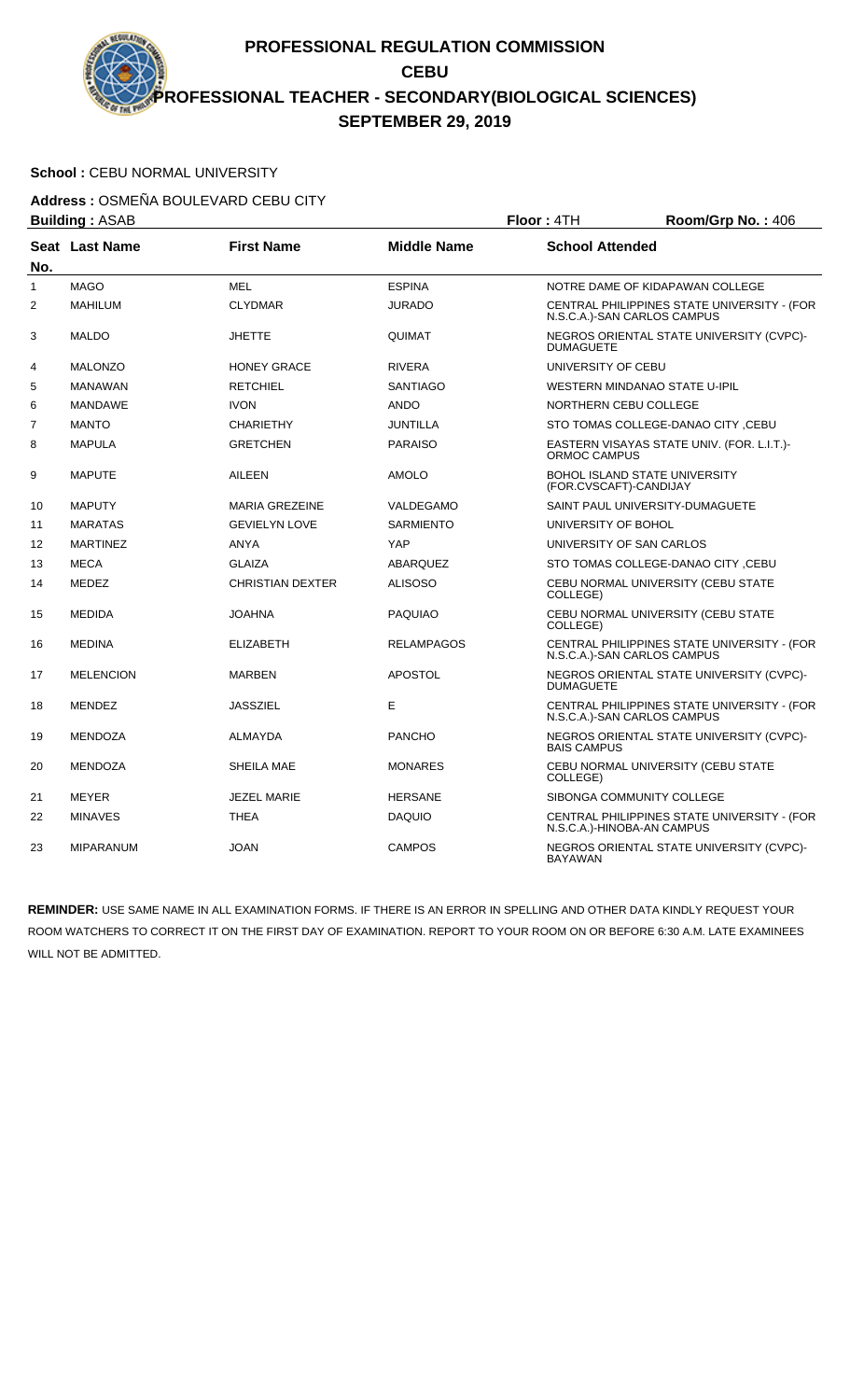# PROFESSIONAL REGULATION COMMISSION
## CEBU
## PROFESSIONAL TEACHER - SECONDARY(BIOLOGICAL SCIENCES)
## SEPTEMBER 29, 2019

**School :** CEBU NORMAL UNIVERSITY

**Address :** OSMEÑA BOULEVARD CEBU CITY

**Building :** ASAB **Floor :** 4TH **Room/Grp No. :** 406

| Seat No. | Last Name | First Name | Middle Name | School Attended |
|---|---|---|---|---|
| 1 | MAGO | MEL | ESPINA | NOTRE DAME OF KIDAPAWAN COLLEGE |
| 2 | MAHILUM | CLYDMAR | JURADO | CENTRAL PHILIPPINES STATE UNIVERSITY - (FOR N.S.C.A.)-SAN CARLOS CAMPUS |
| 3 | MALDO | JHETTE | QUIMAT | NEGROS ORIENTAL STATE UNIVERSITY (CVPC)-DUMAGUETE |
| 4 | MALONZO | HONEY GRACE | RIVERA | UNIVERSITY OF CEBU |
| 5 | MANAWAN | RETCHIEL | SANTIAGO | WESTERN MINDANAO STATE U-IPIL |
| 6 | MANDAWE | IVON | ANDO | NORTHERN CEBU COLLEGE |
| 7 | MANTO | CHARIETHY | JUNTILLA | STO TOMAS COLLEGE-DANAO CITY ,CEBU |
| 8 | MAPULA | GRETCHEN | PARAISO | EASTERN VISAYAS STATE UNIV. (FOR. L.I.T.)-ORMOC CAMPUS |
| 9 | MAPUTE | AILEEN | AMOLO | BOHOL ISLAND STATE UNIVERSITY (FOR.CVSCAFT)-CANDIJAY |
| 10 | MAPUTY | MARIA GREZEINE | VALDEGAMO | SAINT PAUL UNIVERSITY-DUMAGUETE |
| 11 | MARATAS | GEVIELYN LOVE | SARMIENTO | UNIVERSITY OF BOHOL |
| 12 | MARTINEZ | ANYA | YAP | UNIVERSITY OF SAN CARLOS |
| 13 | MECA | GLAIZA | ABARQUEZ | STO TOMAS COLLEGE-DANAO CITY ,CEBU |
| 14 | MEDEZ | CHRISTIAN DEXTER | ALISOSO | CEBU NORMAL UNIVERSITY (CEBU STATE COLLEGE) |
| 15 | MEDIDA | JOAHNA | PAQUIAO | CEBU NORMAL UNIVERSITY (CEBU STATE COLLEGE) |
| 16 | MEDINA | ELIZABETH | RELAMPAGOS | CENTRAL PHILIPPINES STATE UNIVERSITY - (FOR N.S.C.A.)-SAN CARLOS CAMPUS |
| 17 | MELENCION | MARBEN | APOSTOL | NEGROS ORIENTAL STATE UNIVERSITY (CVPC)-DUMAGUETE |
| 18 | MENDEZ | JASSZIEL | E | CENTRAL PHILIPPINES STATE UNIVERSITY - (FOR N.S.C.A.)-SAN CARLOS CAMPUS |
| 19 | MENDOZA | ALMAYDA | PANCHO | NEGROS ORIENTAL STATE UNIVERSITY (CVPC)-BAIS CAMPUS |
| 20 | MENDOZA | SHEILA MAE | MONARES | CEBU NORMAL UNIVERSITY (CEBU STATE COLLEGE) |
| 21 | MEYER | JEZEL MARIE | HERSANE | SIBONGA COMMUNITY COLLEGE |
| 22 | MINAVES | THEA | DAQUIO | CENTRAL PHILIPPINES STATE UNIVERSITY - (FOR N.S.C.A.)-HINOBA-AN CAMPUS |
| 23 | MIPARANUM | JOAN | CAMPOS | NEGROS ORIENTAL STATE UNIVERSITY (CVPC)-BAYAWAN |

**REMINDER:** USE SAME NAME IN ALL EXAMINATION FORMS. IF THERE IS AN ERROR IN SPELLING AND OTHER DATA KINDLY REQUEST YOUR ROOM WATCHERS TO CORRECT IT ON THE FIRST DAY OF EXAMINATION. REPORT TO YOUR ROOM ON OR BEFORE 6:30 A.M. LATE EXAMINEES WILL NOT BE ADMITTED.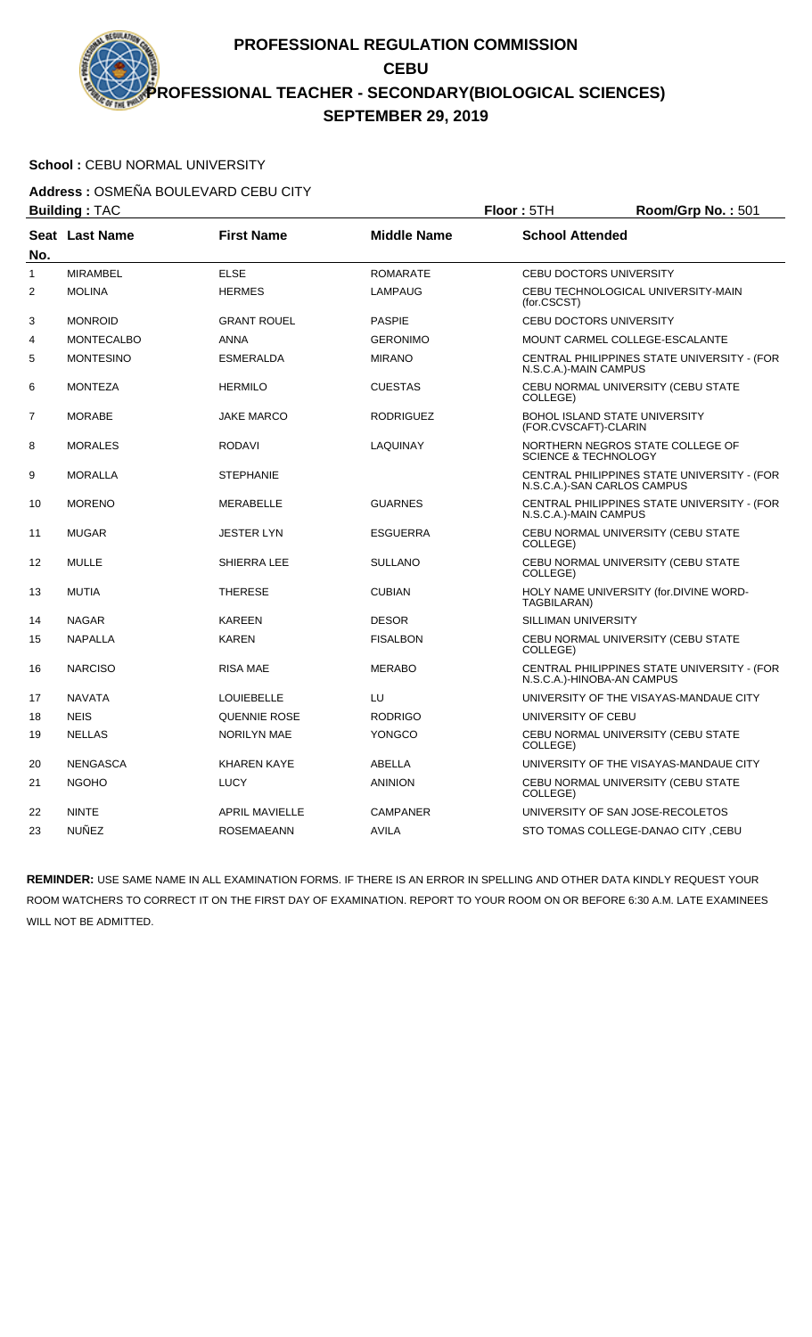# PROFESSIONAL REGULATION COMMISSION
## CEBU
## PROFESSIONAL TEACHER - SECONDARY(BIOLOGICAL SCIENCES)
## SEPTEMBER 29, 2019

**School :** CEBU NORMAL UNIVERSITY

**Address :** OSMEÑA BOULEVARD CEBU CITY

**Building :** TAC **Floor :** 5TH **Room/Grp No. :** 501

| Seat No. | Last Name | First Name | Middle Name | School Attended |
|---|---|---|---|---|
| 1 | MIRAMBEL | ELSE | ROMARATE | CEBU DOCTORS UNIVERSITY |
| 2 | MOLINA | HERMES | LAMPAUG | CEBU TECHNOLOGICAL UNIVERSITY-MAIN (for.CSCST) |
| 3 | MONROID | GRANT ROUEL | PASPIE | CEBU DOCTORS UNIVERSITY |
| 4 | MONTECALBO | ANNA | GERONIMO | MOUNT CARMEL COLLEGE-ESCALANTE |
| 5 | MONTESINO | ESMERALDA | MIRANO | CENTRAL PHILIPPINES STATE UNIVERSITY - (FOR N.S.C.A.)-MAIN CAMPUS |
| 6 | MONTEZA | HERMILO | CUESTAS | CEBU NORMAL UNIVERSITY (CEBU STATE COLLEGE) |
| 7 | MORABE | JAKE MARCO | RODRIGUEZ | BOHOL ISLAND STATE UNIVERSITY (FOR.CVSCAFT)-CLARIN |
| 8 | MORALES | RODAVI | LAQUINAY | NORTHERN NEGROS STATE COLLEGE OF SCIENCE & TECHNOLOGY |
| 9 | MORALLA | STEPHANIE | | CENTRAL PHILIPPINES STATE UNIVERSITY - (FOR N.S.C.A.)-SAN CARLOS CAMPUS |
| 10 | MORENO | MERABELLE | GUARNES | CENTRAL PHILIPPINES STATE UNIVERSITY - (FOR N.S.C.A.)-MAIN CAMPUS |
| 11 | MUGAR | JESTER LYN | ESGUERRA | CEBU NORMAL UNIVERSITY (CEBU STATE COLLEGE) |
| 12 | MULLE | SHIERRA LEE | SULLANO | CEBU NORMAL UNIVERSITY (CEBU STATE COLLEGE) |
| 13 | MUTIA | THERESE | CUBIAN | HOLY NAME UNIVERSITY (for.DIVINE WORD-TAGBILARAN) |
| 14 | NAGAR | KAREEN | DESOR | SILLIMAN UNIVERSITY |
| 15 | NAPALLA | KAREN | FISALBON | CEBU NORMAL UNIVERSITY (CEBU STATE COLLEGE) |
| 16 | NARCISO | RISA MAE | MERABO | CENTRAL PHILIPPINES STATE UNIVERSITY - (FOR N.S.C.A.)-HINOBA-AN CAMPUS |
| 17 | NAVATA | LOUIEBELLE | LU | UNIVERSITY OF THE VISAYAS-MANDAUE CITY |
| 18 | NEIS | QUENNIE ROSE | RODRIGO | UNIVERSITY OF CEBU |
| 19 | NELLAS | NORILYN MAE | YONGCO | CEBU NORMAL UNIVERSITY (CEBU STATE COLLEGE) |
| 20 | NENGASCA | KHAREN KAYE | ABELLA | UNIVERSITY OF THE VISAYAS-MANDAUE CITY |
| 21 | NGOHO | LUCY | ANINION | CEBU NORMAL UNIVERSITY (CEBU STATE COLLEGE) |
| 22 | NINTE | APRIL MAVIELLE | CAMPANER | UNIVERSITY OF SAN JOSE-RECOLETOS |
| 23 | NUÑEZ | ROSEMAEANN | AVILA | STO TOMAS COLLEGE-DANAO CITY ,CEBU |

**REMINDER:** USE SAME NAME IN ALL EXAMINATION FORMS. IF THERE IS AN ERROR IN SPELLING AND OTHER DATA KINDLY REQUEST YOUR ROOM WATCHERS TO CORRECT IT ON THE FIRST DAY OF EXAMINATION. REPORT TO YOUR ROOM ON OR BEFORE 6:30 A.M. LATE EXAMINEES WILL NOT BE ADMITTED.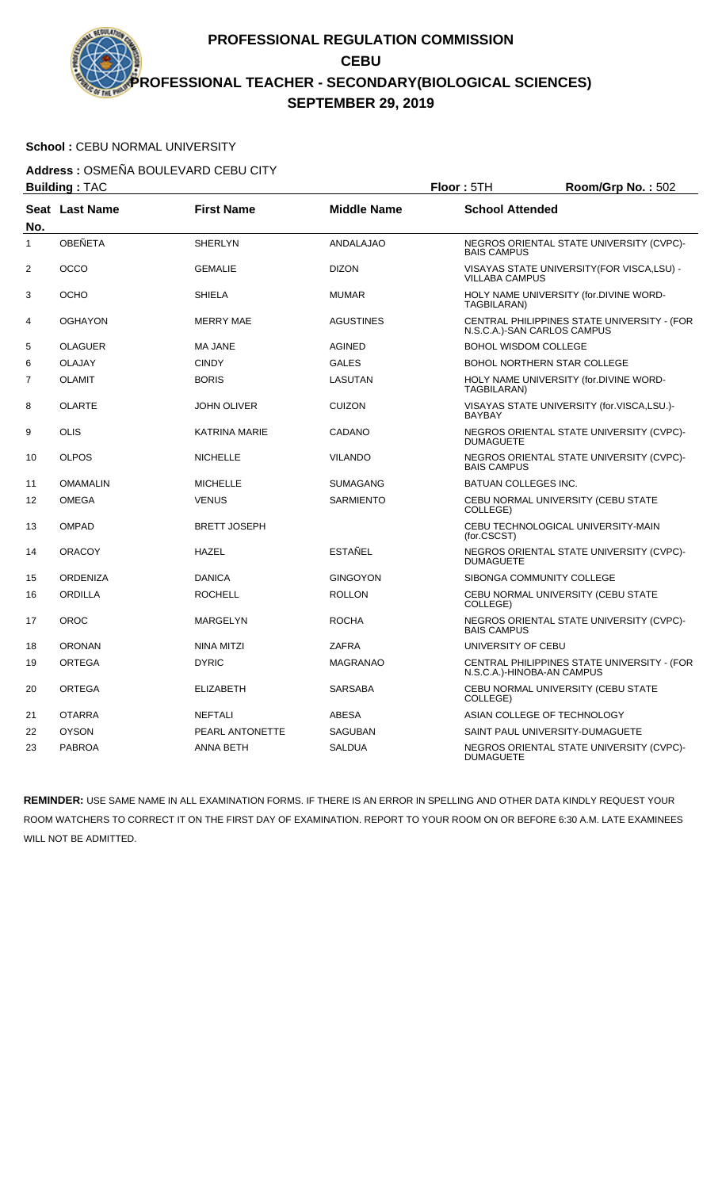# PROFESSIONAL REGULATION COMMISSION

## CEBU

## PROFESSIONAL TEACHER - SECONDARY(BIOLOGICAL SCIENCES)

## SEPTEMBER 29, 2019

**School :** CEBU NORMAL UNIVERSITY

**Address :** OSMEÑA BOULEVARD CEBU CITY

**Building :** TAC **Floor :** 5TH **Room/Grp No. :** 502

| Seat No. | Last Name | First Name | Middle Name | School Attended |
|---|---|---|---|---|
| 1 | OBEÑETA | SHERLYN | ANDALAJAO | NEGROS ORIENTAL STATE UNIVERSITY (CVPC)-BAIS CAMPUS |
| 2 | OCCO | GEMALIE | DIZON | VISAYAS STATE UNIVERSITY(FOR VISCA,LSU) - VILLABA CAMPUS |
| 3 | OCHO | SHIELA | MUMAR | HOLY NAME UNIVERSITY (for.DIVINE WORD-TAGBILARAN) |
| 4 | OGHAYON | MERRY MAE | AGUSTINES | CENTRAL PHILIPPINES STATE UNIVERSITY - (FOR N.S.C.A.)-SAN CARLOS CAMPUS |
| 5 | OLAGUER | MA JANE | AGINED | BOHOL WISDOM COLLEGE |
| 6 | OLAJAY | CINDY | GALES | BOHOL NORTHERN STAR COLLEGE |
| 7 | OLAMIT | BORIS | LASUTAN | HOLY NAME UNIVERSITY (for.DIVINE WORD-TAGBILARAN) |
| 8 | OLARTE | JOHN OLIVER | CUIZON | VISAYAS STATE UNIVERSITY (for.VISCA,LSU.)-BAYBAY |
| 9 | OLIS | KATRINA MARIE | CADANO | NEGROS ORIENTAL STATE UNIVERSITY (CVPC)-DUMAGUETE |
| 10 | OLPOS | NICHELLE | VILANDO | NEGROS ORIENTAL STATE UNIVERSITY (CVPC)-BAIS CAMPUS |
| 11 | OMAMALIN | MICHELLE | SUMAGANG | BATUAN COLLEGES INC. |
| 12 | OMEGA | VENUS | SARMIENTO | CEBU NORMAL UNIVERSITY (CEBU STATE COLLEGE) |
| 13 | OMPAD | BRETT JOSEPH | | CEBU TECHNOLOGICAL UNIVERSITY-MAIN (for.CSCST) |
| 14 | ORACOY | HAZEL | ESTAÑEL | NEGROS ORIENTAL STATE UNIVERSITY (CVPC)-DUMAGUETE |
| 15 | ORDENIZA | DANICA | GINGOYON | SIBONGA COMMUNITY COLLEGE |
| 16 | ORDILLA | ROCHELL | ROLLON | CEBU NORMAL UNIVERSITY (CEBU STATE COLLEGE) |
| 17 | OROC | MARGELYN | ROCHA | NEGROS ORIENTAL STATE UNIVERSITY (CVPC)-BAIS CAMPUS |
| 18 | ORONAN | NINA MITZI | ZAFRA | UNIVERSITY OF CEBU |
| 19 | ORTEGA | DYRIC | MAGRANAO | CENTRAL PHILIPPINES STATE UNIVERSITY - (FOR N.S.C.A.)-HINOBA-AN CAMPUS |
| 20 | ORTEGA | ELIZABETH | SARSABA | CEBU NORMAL UNIVERSITY (CEBU STATE COLLEGE) |
| 21 | OTARRA | NEFTALI | ABESA | ASIAN COLLEGE OF TECHNOLOGY |
| 22 | OYSON | PEARL ANTONETTE | SAGUBAN | SAINT PAUL UNIVERSITY-DUMAGUETE |
| 23 | PABROA | ANNA BETH | SALDUA | NEGROS ORIENTAL STATE UNIVERSITY (CVPC)-DUMAGUETE |

**REMINDER:** USE SAME NAME IN ALL EXAMINATION FORMS. IF THERE IS AN ERROR IN SPELLING AND OTHER DATA KINDLY REQUEST YOUR ROOM WATCHERS TO CORRECT IT ON THE FIRST DAY OF EXAMINATION. REPORT TO YOUR ROOM ON OR BEFORE 6:30 A.M. LATE EXAMINEES WILL NOT BE ADMITTED.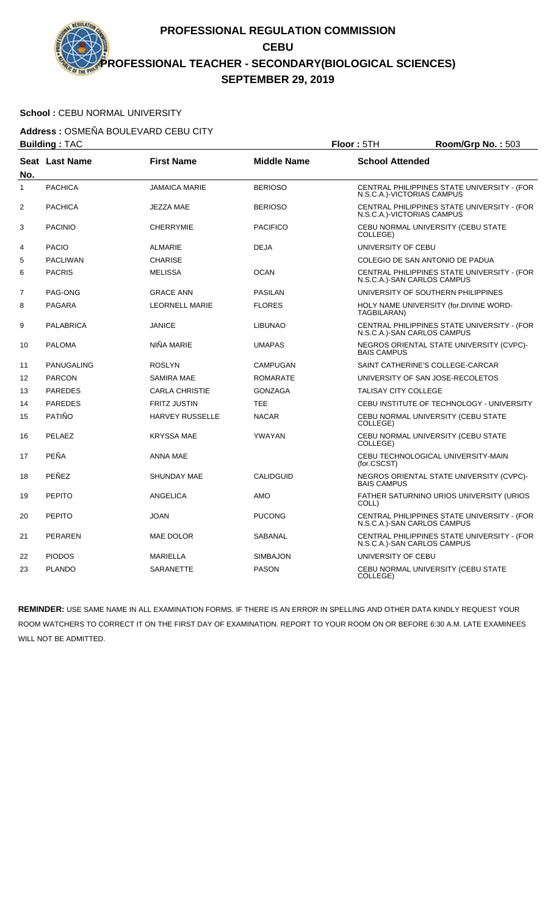# PROFESSIONAL REGULATION COMMISSION

## CEBU

## PROFESSIONAL TEACHER - SECONDARY(BIOLOGICAL SCIENCES)

## SEPTEMBER 29, 2019

**School :** CEBU NORMAL UNIVERSITY

**Address :** OSMEÑA BOULEVARD CEBU CITY

**Building :** TAC **Floor :** 5TH **Room/Grp No. :** 503

| Seat No. | Last Name | First Name | Middle Name | School Attended |
|---|---|---|---|---|
| 1 | PACHICA | JAMAICA MARIE | BERIOSO | CENTRAL PHILIPPINES STATE UNIVERSITY - (FOR N.S.C.A.)-VICTORIAS CAMPUS |
| 2 | PACHICA | JEZZA MAE | BERIOSO | CENTRAL PHILIPPINES STATE UNIVERSITY - (FOR N.S.C.A.)-VICTORIAS CAMPUS |
| 3 | PACINIO | CHERRYMIE | PACIFICO | CEBU NORMAL UNIVERSITY (CEBU STATE COLLEGE) |
| 4 | PACIO | ALMARIE | DEJA | UNIVERSITY OF CEBU |
| 5 | PACLIWAN | CHARISE | | COLEGIO DE SAN ANTONIO DE PADUA |
| 6 | PACRIS | MELISSA | OCAN | CENTRAL PHILIPPINES STATE UNIVERSITY - (FOR N.S.C.A.)-SAN CARLOS CAMPUS |
| 7 | PAG-ONG | GRACE ANN | PASILAN | UNIVERSITY OF SOUTHERN PHILIPPINES |
| 8 | PAGARA | LEORNELL MARIE | FLORES | HOLY NAME UNIVERSITY (for.DIVINE WORD-TAGBILARAN) |
| 9 | PALABRICA | JANICE | LIBUNAO | CENTRAL PHILIPPINES STATE UNIVERSITY - (FOR N.S.C.A.)-SAN CARLOS CAMPUS |
| 10 | PALOMA | NIÑA MARIE | UMAPAS | NEGROS ORIENTAL STATE UNIVERSITY (CVPC)-BAIS CAMPUS |
| 11 | PANUGALING | ROSLYN | CAMPUGAN | SAINT CATHERINE'S COLLEGE-CARCAR |
| 12 | PARCON | SAMIRA MAE | ROMARATE | UNIVERSITY OF SAN JOSE-RECOLETOS |
| 13 | PAREDES | CARLA CHRISTIE | GONZAGA | TALISAY CITY COLLEGE |
| 14 | PAREDES | FRITZ JUSTIN | TEE | CEBU INSTITUTE OF TECHNOLOGY - UNIVERSITY |
| 15 | PATIÑO | HARVEY RUSSELLE | NACAR | CEBU NORMAL UNIVERSITY (CEBU STATE COLLEGE) |
| 16 | PELAEZ | KRYSSA MAE | YWAYAN | CEBU NORMAL UNIVERSITY (CEBU STATE COLLEGE) |
| 17 | PEÑA | ANNA MAE | | CEBU TECHNOLOGICAL UNIVERSITY-MAIN (for.CSCST) |
| 18 | PEÑEZ | SHUNDAY MAE | CALIDGUID | NEGROS ORIENTAL STATE UNIVERSITY (CVPC)-BAIS CAMPUS |
| 19 | PEPITO | ANGELICA | AMO | FATHER SATURNINO URIOS UNIVERSITY (URIOS COLL) |
| 20 | PEPITO | JOAN | PUCONG | CENTRAL PHILIPPINES STATE UNIVERSITY - (FOR N.S.C.A.)-SAN CARLOS CAMPUS |
| 21 | PERAREN | MAE DOLOR | SABANAL | CENTRAL PHILIPPINES STATE UNIVERSITY - (FOR N.S.C.A.)-SAN CARLOS CAMPUS |
| 22 | PIODOS | MARIELLA | SIMBAJON | UNIVERSITY OF CEBU |
| 23 | PLANDO | SARANETTE | PASON | CEBU NORMAL UNIVERSITY (CEBU STATE COLLEGE) |

**REMINDER:** USE SAME NAME IN ALL EXAMINATION FORMS. IF THERE IS AN ERROR IN SPELLING AND OTHER DATA KINDLY REQUEST YOUR ROOM WATCHERS TO CORRECT IT ON THE FIRST DAY OF EXAMINATION. REPORT TO YOUR ROOM ON OR BEFORE 6:30 A.M. LATE EXAMINEES WILL NOT BE ADMITTED.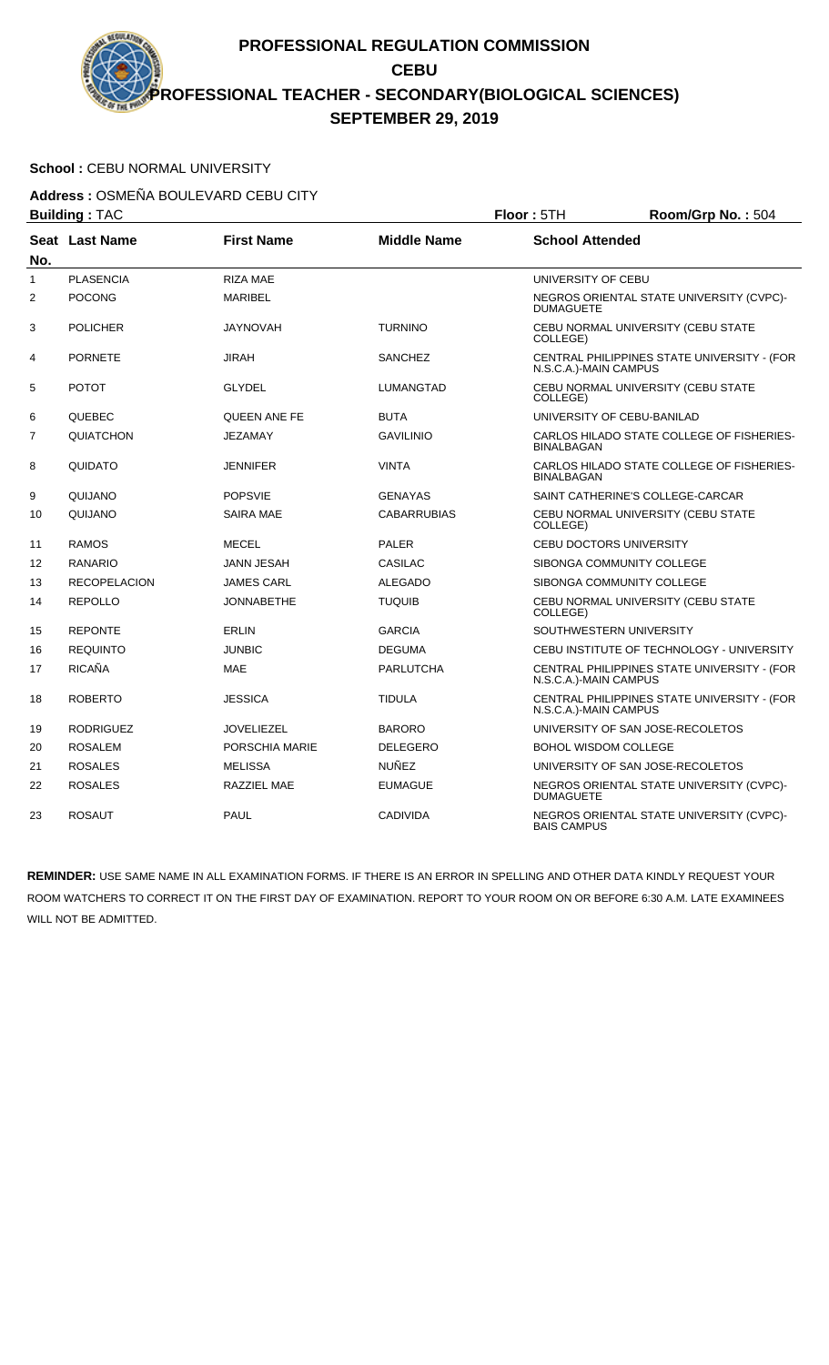# PROFESSIONAL REGULATION COMMISSION
## CEBU
## PROFESSIONAL TEACHER - SECONDARY(BIOLOGICAL SCIENCES)
## SEPTEMBER 29, 2019

**School :** CEBU NORMAL UNIVERSITY

**Address :** OSMEÑA BOULEVARD CEBU CITY

**Building :** TAC **Floor :** 5TH **Room/Grp No. :** 504

| Seat No. | Last Name | First Name | Middle Name | School Attended |
|---|---|---|---|---|
| 1 | PLASENCIA | RIZA MAE | | UNIVERSITY OF CEBU |
| 2 | POCONG | MARIBEL | | NEGROS ORIENTAL STATE UNIVERSITY (CVPC)-DUMAGUETE |
| 3 | POLICHER | JAYNOVAH | TURNINO | CEBU NORMAL UNIVERSITY (CEBU STATE COLLEGE) |
| 4 | PORNETE | JIRAH | SANCHEZ | CENTRAL PHILIPPINES STATE UNIVERSITY - (FOR N.S.C.A.)-MAIN CAMPUS |
| 5 | POTOT | GLYDEL | LUMANGTAD | CEBU NORMAL UNIVERSITY (CEBU STATE COLLEGE) |
| 6 | QUEBEC | QUEEN ANE FE | BUTA | UNIVERSITY OF CEBU-BANILAD |
| 7 | QUIATCHON | JEZAMAY | GAVILINIO | CARLOS HILADO STATE COLLEGE OF FISHERIES-BINALBAGAN |
| 8 | QUIDATO | JENNIFER | VINTA | CARLOS HILADO STATE COLLEGE OF FISHERIES-BINALBAGAN |
| 9 | QUIJANO | POPSVIE | GENAYAS | SAINT CATHERINE'S COLLEGE-CARCAR |
| 10 | QUIJANO | SAIRA MAE | CABARRUBIAS | CEBU NORMAL UNIVERSITY (CEBU STATE COLLEGE) |
| 11 | RAMOS | MECEL | PALER | CEBU DOCTORS UNIVERSITY |
| 12 | RANARIO | JANN JESAH | CASILAC | SIBONGA COMMUNITY COLLEGE |
| 13 | RECOPELACION | JAMES CARL | ALEGADO | SIBONGA COMMUNITY COLLEGE |
| 14 | REPOLLO | JONNABETHE | TUQUIB | CEBU NORMAL UNIVERSITY (CEBU STATE COLLEGE) |
| 15 | REPONTE | ERLIN | GARCIA | SOUTHWESTERN UNIVERSITY |
| 16 | REQUINTO | JUNBIC | DEGUMA | CEBU INSTITUTE OF TECHNOLOGY - UNIVERSITY |
| 17 | RICAÑA | MAE | PARLUTCHA | CENTRAL PHILIPPINES STATE UNIVERSITY - (FOR N.S.C.A.)-MAIN CAMPUS |
| 18 | ROBERTO | JESSICA | TIDULA | CENTRAL PHILIPPINES STATE UNIVERSITY - (FOR N.S.C.A.)-MAIN CAMPUS |
| 19 | RODRIGUEZ | JOVELIEZEL | BARORO | UNIVERSITY OF SAN JOSE-RECOLETOS |
| 20 | ROSALEM | PORSCHIA MARIE | DELEGERO | BOHOL WISDOM COLLEGE |
| 21 | ROSALES | MELISSA | NUÑEZ | UNIVERSITY OF SAN JOSE-RECOLETOS |
| 22 | ROSALES | RAZZIEL MAE | EUMAGUE | NEGROS ORIENTAL STATE UNIVERSITY (CVPC)-DUMAGUETE |
| 23 | ROSAUT | PAUL | CADIVIDA | NEGROS ORIENTAL STATE UNIVERSITY (CVPC)-BAIS CAMPUS |

**REMINDER:** USE SAME NAME IN ALL EXAMINATION FORMS. IF THERE IS AN ERROR IN SPELLING AND OTHER DATA KINDLY REQUEST YOUR ROOM WATCHERS TO CORRECT IT ON THE FIRST DAY OF EXAMINATION. REPORT TO YOUR ROOM ON OR BEFORE 6:30 A.M. LATE EXAMINEES WILL NOT BE ADMITTED.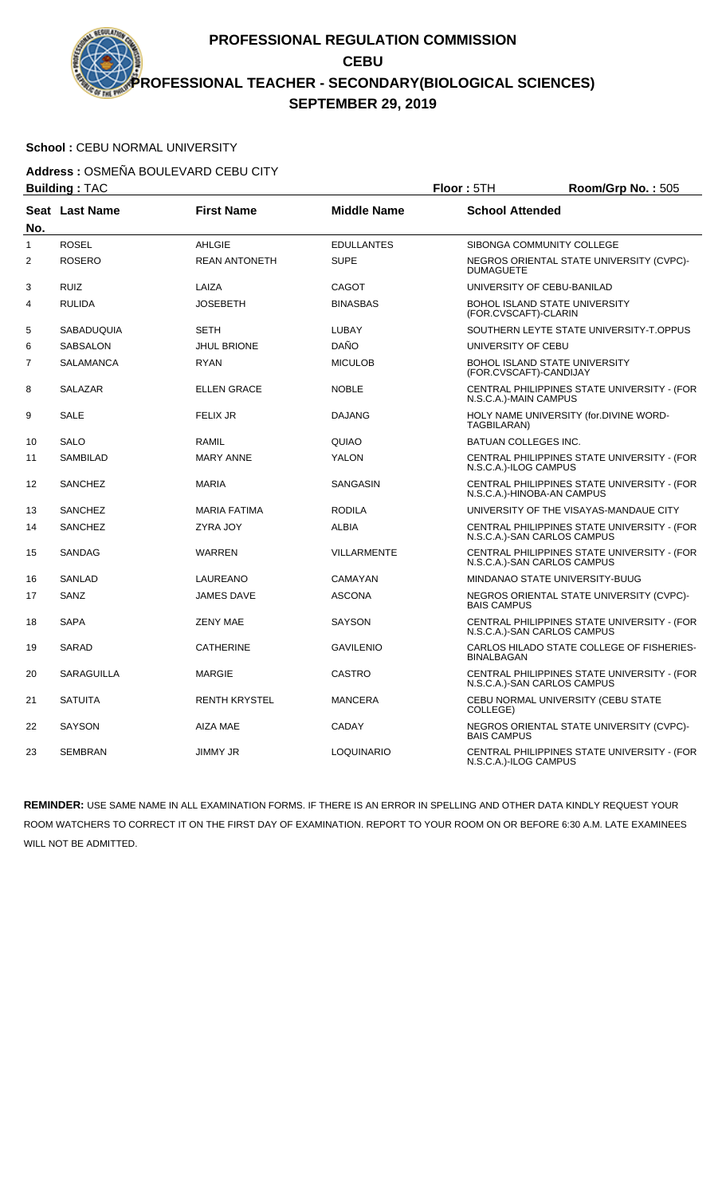# PROFESSIONAL REGULATION COMMISSION
## CEBU
## PROFESSIONAL TEACHER - SECONDARY(BIOLOGICAL SCIENCES)
## SEPTEMBER 29, 2019

**School :** CEBU NORMAL UNIVERSITY

**Address :** OSMEÑA BOULEVARD CEBU CITY

**Building :** TAC **Floor :** 5TH **Room/Grp No. :** 505

| Seat No. | Last Name | First Name | Middle Name | School Attended |
|---|---|---|---|---|
| 1 | ROSEL | AHLGIE | EDULLANTES | SIBONGA COMMUNITY COLLEGE |
| 2 | ROSERO | REAN ANTONETH | SUPE | NEGROS ORIENTAL STATE UNIVERSITY (CVPC)-DUMAGUETE |
| 3 | RUIZ | LAIZA | CAGOT | UNIVERSITY OF CEBU-BANILAD |
| 4 | RULIDA | JOSEBETH | BINASBAS | BOHOL ISLAND STATE UNIVERSITY (FOR.CVSCAFT)-CLARIN |
| 5 | SABADUQUIA | SETH | LUBAY | SOUTHERN LEYTE STATE UNIVERSITY-T.OPPUS |
| 6 | SABSALON | JHUL BRIONE | DAÑO | UNIVERSITY OF CEBU |
| 7 | SALAMANCA | RYAN | MICULOB | BOHOL ISLAND STATE UNIVERSITY (FOR.CVSCAFT)-CANDIJAY |
| 8 | SALAZAR | ELLEN GRACE | NOBLE | CENTRAL PHILIPPINES STATE UNIVERSITY - (FOR N.S.C.A.)-MAIN CAMPUS |
| 9 | SALE | FELIX JR | DAJANG | HOLY NAME UNIVERSITY (for.DIVINE WORD-TAGBILARAN) |
| 10 | SALO | RAMIL | QUIAO | BATUAN COLLEGES INC. |
| 11 | SAMBILAD | MARY ANNE | YALON | CENTRAL PHILIPPINES STATE UNIVERSITY - (FOR N.S.C.A.)-ILOG CAMPUS |
| 12 | SANCHEZ | MARIA | SANGASIN | CENTRAL PHILIPPINES STATE UNIVERSITY - (FOR N.S.C.A.)-HINOBA-AN CAMPUS |
| 13 | SANCHEZ | MARIA FATIMA | RODILA | UNIVERSITY OF THE VISAYAS-MANDAUE CITY |
| 14 | SANCHEZ | ZYRA JOY | ALBIA | CENTRAL PHILIPPINES STATE UNIVERSITY - (FOR N.S.C.A.)-SAN CARLOS CAMPUS |
| 15 | SANDAG | WARREN | VILLARMENTE | CENTRAL PHILIPPINES STATE UNIVERSITY - (FOR N.S.C.A.)-SAN CARLOS CAMPUS |
| 16 | SANLAD | LAUREANO | CAMAYAN | MINDANAO STATE UNIVERSITY-BUUG |
| 17 | SANZ | JAMES DAVE | ASCONA | NEGROS ORIENTAL STATE UNIVERSITY (CVPC)-BAIS CAMPUS |
| 18 | SAPA | ZENY MAE | SAYSON | CENTRAL PHILIPPINES STATE UNIVERSITY - (FOR N.S.C.A.)-SAN CARLOS CAMPUS |
| 19 | SARAD | CATHERINE | GAVILENIO | CARLOS HILADO STATE COLLEGE OF FISHERIES-BINALBAGAN |
| 20 | SARAGUILLA | MARGIE | CASTRO | CENTRAL PHILIPPINES STATE UNIVERSITY - (FOR N.S.C.A.)-SAN CARLOS CAMPUS |
| 21 | SATUITA | RENTH KRYSTEL | MANCERA | CEBU NORMAL UNIVERSITY (CEBU STATE COLLEGE) |
| 22 | SAYSON | AIZA MAE | CADAY | NEGROS ORIENTAL STATE UNIVERSITY (CVPC)-BAIS CAMPUS |
| 23 | SEMBRAN | JIMMY JR | LOQUINARIO | CENTRAL PHILIPPINES STATE UNIVERSITY - (FOR N.S.C.A.)-ILOG CAMPUS |

**REMINDER:** USE SAME NAME IN ALL EXAMINATION FORMS. IF THERE IS AN ERROR IN SPELLING AND OTHER DATA KINDLY REQUEST YOUR ROOM WATCHERS TO CORRECT IT ON THE FIRST DAY OF EXAMINATION. REPORT TO YOUR ROOM ON OR BEFORE 6:30 A.M. LATE EXAMINEES WILL NOT BE ADMITTED.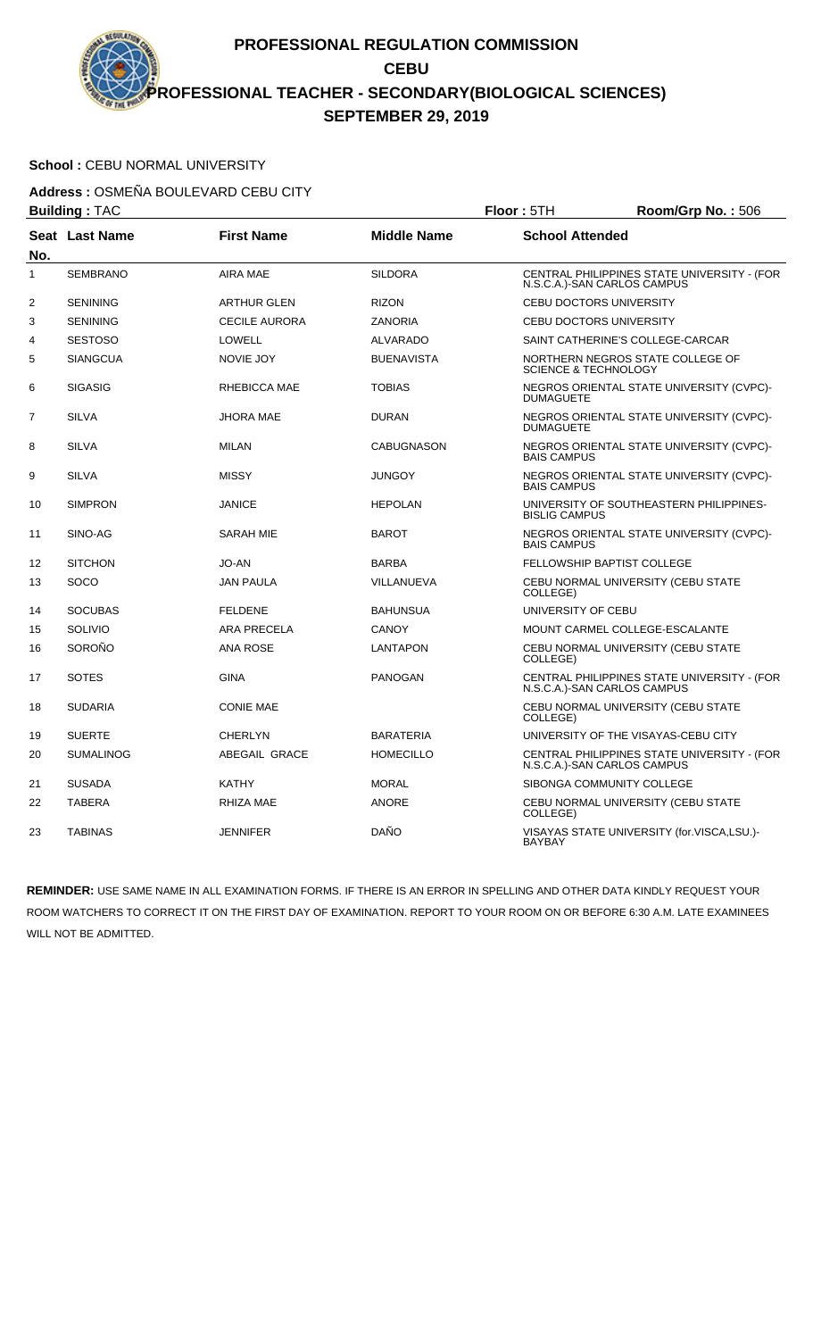# PROFESSIONAL REGULATION COMMISSION
## CEBU
## PROFESSIONAL TEACHER - SECONDARY(BIOLOGICAL SCIENCES)
## SEPTEMBER 29, 2019

**School :** CEBU NORMAL UNIVERSITY

**Address :** OSMEÑA BOULEVARD CEBU CITY

**Building :** TAC **Floor :** 5TH **Room/Grp No. :** 506

| Seat No. | Last Name | First Name | Middle Name | School Attended |
|---|---|---|---|---|
| 1 | SEMBRANO | AIRA MAE | SILDORA | CENTRAL PHILIPPINES STATE UNIVERSITY - (FOR N.S.C.A.)-SAN CARLOS CAMPUS |
| 2 | SENINING | ARTHUR GLEN | RIZON | CEBU DOCTORS UNIVERSITY |
| 3 | SENINING | CECILE AURORA | ZANORIA | CEBU DOCTORS UNIVERSITY |
| 4 | SESTOSO | LOWELL | ALVARADO | SAINT CATHERINE'S COLLEGE-CARCAR |
| 5 | SIANGCUA | NOVIE JOY | BUENAVISTA | NORTHERN NEGROS STATE COLLEGE OF SCIENCE & TECHNOLOGY |
| 6 | SIGASIG | RHEBICCA MAE | TOBIAS | NEGROS ORIENTAL STATE UNIVERSITY (CVPC)-DUMAGUETE |
| 7 | SILVA | JHORA MAE | DURAN | NEGROS ORIENTAL STATE UNIVERSITY (CVPC)-DUMAGUETE |
| 8 | SILVA | MILAN | CABUGNASON | NEGROS ORIENTAL STATE UNIVERSITY (CVPC)-BAIS CAMPUS |
| 9 | SILVA | MISSY | JUNGOY | NEGROS ORIENTAL STATE UNIVERSITY (CVPC)-BAIS CAMPUS |
| 10 | SIMPRON | JANICE | HEPOLAN | UNIVERSITY OF SOUTHEASTERN PHILIPPINES-BISLIG CAMPUS |
| 11 | SINO-AG | SARAH MIE | BAROT | NEGROS ORIENTAL STATE UNIVERSITY (CVPC)-BAIS CAMPUS |
| 12 | SITCHON | JO-AN | BARBA | FELLOWSHIP BAPTIST COLLEGE |
| 13 | SOCO | JAN PAULA | VILLANUEVA | CEBU NORMAL UNIVERSITY (CEBU STATE COLLEGE) |
| 14 | SOCUBAS | FELDENE | BAHUNSUA | UNIVERSITY OF CEBU |
| 15 | SOLIVIO | ARA PRECELA | CANOY | MOUNT CARMEL COLLEGE-ESCALANTE |
| 16 | SOROÑO | ANA ROSE | LANTAPON | CEBU NORMAL UNIVERSITY (CEBU STATE COLLEGE) |
| 17 | SOTES | GINA | PANOGAN | CENTRAL PHILIPPINES STATE UNIVERSITY - (FOR N.S.C.A.)-SAN CARLOS CAMPUS |
| 18 | SUDARIA | CONIE MAE | | CEBU NORMAL UNIVERSITY (CEBU STATE COLLEGE) |
| 19 | SUERTE | CHERLYN | BARATERIA | UNIVERSITY OF THE VISAYAS-CEBU CITY |
| 20 | SUMALINOG | ABEGAIL GRACE | HOMECILLO | CENTRAL PHILIPPINES STATE UNIVERSITY - (FOR N.S.C.A.)-SAN CARLOS CAMPUS |
| 21 | SUSADA | KATHY | MORAL | SIBONGA COMMUNITY COLLEGE |
| 22 | TABERA | RHIZA MAE | ANORE | CEBU NORMAL UNIVERSITY (CEBU STATE COLLEGE) |
| 23 | TABINAS | JENNIFER | DAÑO | VISAYAS STATE UNIVERSITY (for.VISCA,LSU.)-BAYBAY |

**REMINDER:** USE SAME NAME IN ALL EXAMINATION FORMS. IF THERE IS AN ERROR IN SPELLING AND OTHER DATA KINDLY REQUEST YOUR ROOM WATCHERS TO CORRECT IT ON THE FIRST DAY OF EXAMINATION. REPORT TO YOUR ROOM ON OR BEFORE 6:30 A.M. LATE EXAMINEES WILL NOT BE ADMITTED.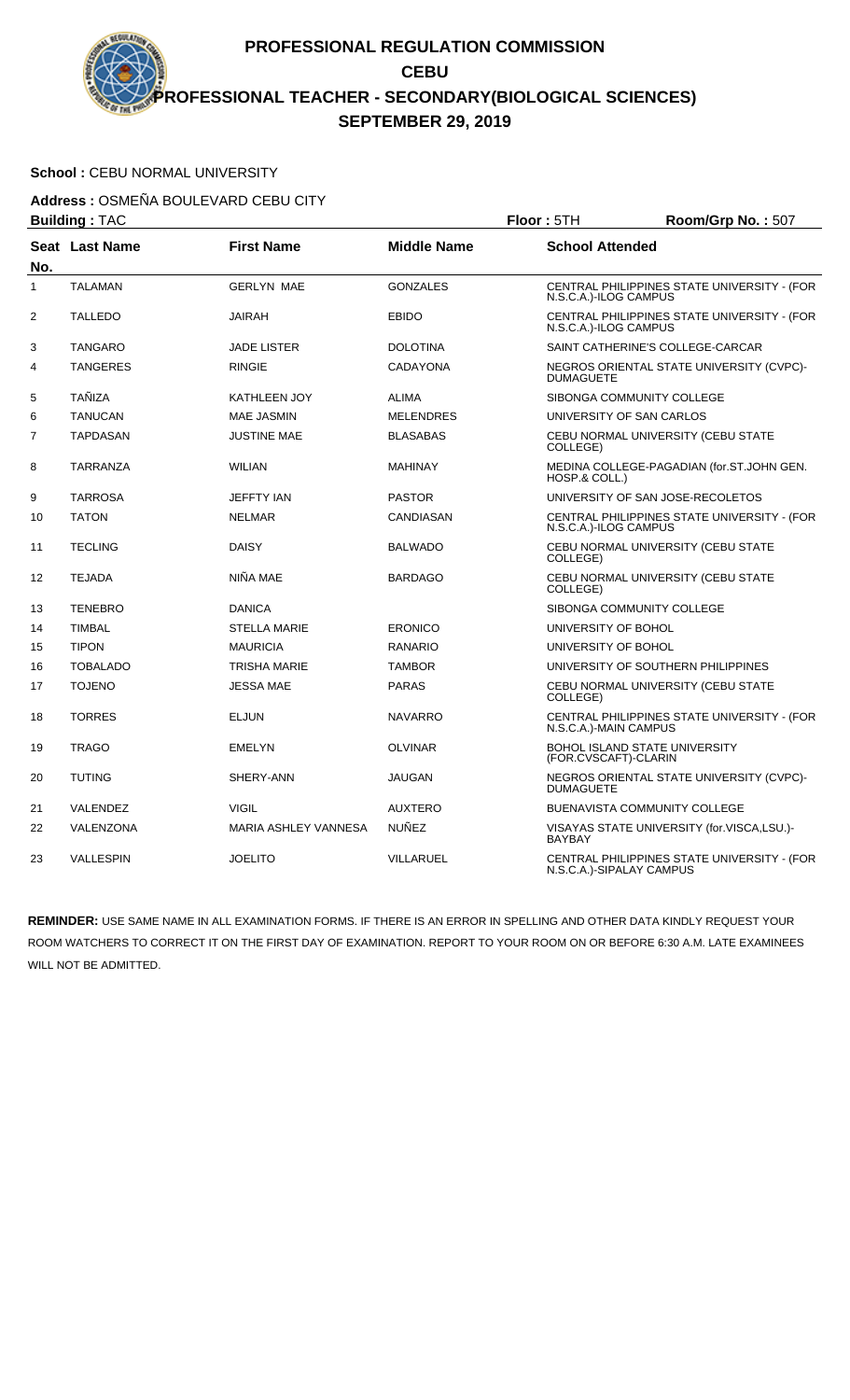# PROFESSIONAL REGULATION COMMISSION

**CEBU**

**PROFESSIONAL TEACHER - SECONDARY(BIOLOGICAL SCIENCES)**

**SEPTEMBER 29, 2019**

**School :** CEBU NORMAL UNIVERSITY

**Address :** OSMEÑA BOULEVARD CEBU CITY

**Building :** TAC **Floor :** 5TH **Room/Grp No. :** 507

| Seat No. | Last Name | First Name | Middle Name | School Attended |
|---|---|---|---|---|
| 1 | TALAMAN | GERLYN MAE | GONZALES | CENTRAL PHILIPPINES STATE UNIVERSITY - (FOR N.S.C.A.)-ILOG CAMPUS |
| 2 | TALLEDO | JAIRAH | EBIDO | CENTRAL PHILIPPINES STATE UNIVERSITY - (FOR N.S.C.A.)-ILOG CAMPUS |
| 3 | TANGARO | JADE LISTER | DOLOTINA | SAINT CATHERINE'S COLLEGE-CARCAR |
| 4 | TANGERES | RINGIE | CADAYONA | NEGROS ORIENTAL STATE UNIVERSITY (CVPC)-DUMAGUETE |
| 5 | TAÑIZA | KATHLEEN JOY | ALIMA | SIBONGA COMMUNITY COLLEGE |
| 6 | TANUCAN | MAE JASMIN | MELENDRES | UNIVERSITY OF SAN CARLOS |
| 7 | TAPDASAN | JUSTINE MAE | BLASABAS | CEBU NORMAL UNIVERSITY (CEBU STATE COLLEGE) |
| 8 | TARRANZA | WILIAN | MAHINAY | MEDINA COLLEGE-PAGADIAN (for.ST.JOHN GEN. HOSP.& COLL.) |
| 9 | TARROSA | JEFFTY IAN | PASTOR | UNIVERSITY OF SAN JOSE-RECOLETOS |
| 10 | TATON | NELMAR | CANDIASAN | CENTRAL PHILIPPINES STATE UNIVERSITY - (FOR N.S.C.A.)-ILOG CAMPUS |
| 11 | TECLING | DAISY | BALWADO | CEBU NORMAL UNIVERSITY (CEBU STATE COLLEGE) |
| 12 | TEJADA | NIÑA MAE | BARDAGO | CEBU NORMAL UNIVERSITY (CEBU STATE COLLEGE) |
| 13 | TENEBRO | DANICA | | SIBONGA COMMUNITY COLLEGE |
| 14 | TIMBAL | STELLA MARIE | ERONICO | UNIVERSITY OF BOHOL |
| 15 | TIPON | MAURICIA | RANARIO | UNIVERSITY OF BOHOL |
| 16 | TOBALADO | TRISHA MARIE | TAMBOR | UNIVERSITY OF SOUTHERN PHILIPPINES |
| 17 | TOJENO | JESSA MAE | PARAS | CEBU NORMAL UNIVERSITY (CEBU STATE COLLEGE) |
| 18 | TORRES | ELJUN | NAVARRO | CENTRAL PHILIPPINES STATE UNIVERSITY - (FOR N.S.C.A.)-MAIN CAMPUS |
| 19 | TRAGO | EMELYN | OLVINAR | BOHOL ISLAND STATE UNIVERSITY (FOR.CVSCAFT)-CLARIN |
| 20 | TUTING | SHERY-ANN | JAUGAN | NEGROS ORIENTAL STATE UNIVERSITY (CVPC)-DUMAGUETE |
| 21 | VALENDEZ | VIGIL | AUXTERO | BUENAVISTA COMMUNITY COLLEGE |
| 22 | VALENZONA | MARIA ASHLEY VANNESA | NUÑEZ | VISAYAS STATE UNIVERSITY (for.VISCA,LSU.)-BAYBAY |
| 23 | VALLESPIN | JOELITO | VILLARUEL | CENTRAL PHILIPPINES STATE UNIVERSITY - (FOR N.S.C.A.)-SIPALAY CAMPUS |

**REMINDER:** USE SAME NAME IN ALL EXAMINATION FORMS. IF THERE IS AN ERROR IN SPELLING AND OTHER DATA KINDLY REQUEST YOUR ROOM WATCHERS TO CORRECT IT ON THE FIRST DAY OF EXAMINATION. REPORT TO YOUR ROOM ON OR BEFORE 6:30 A.M. LATE EXAMINEES WILL NOT BE ADMITTED.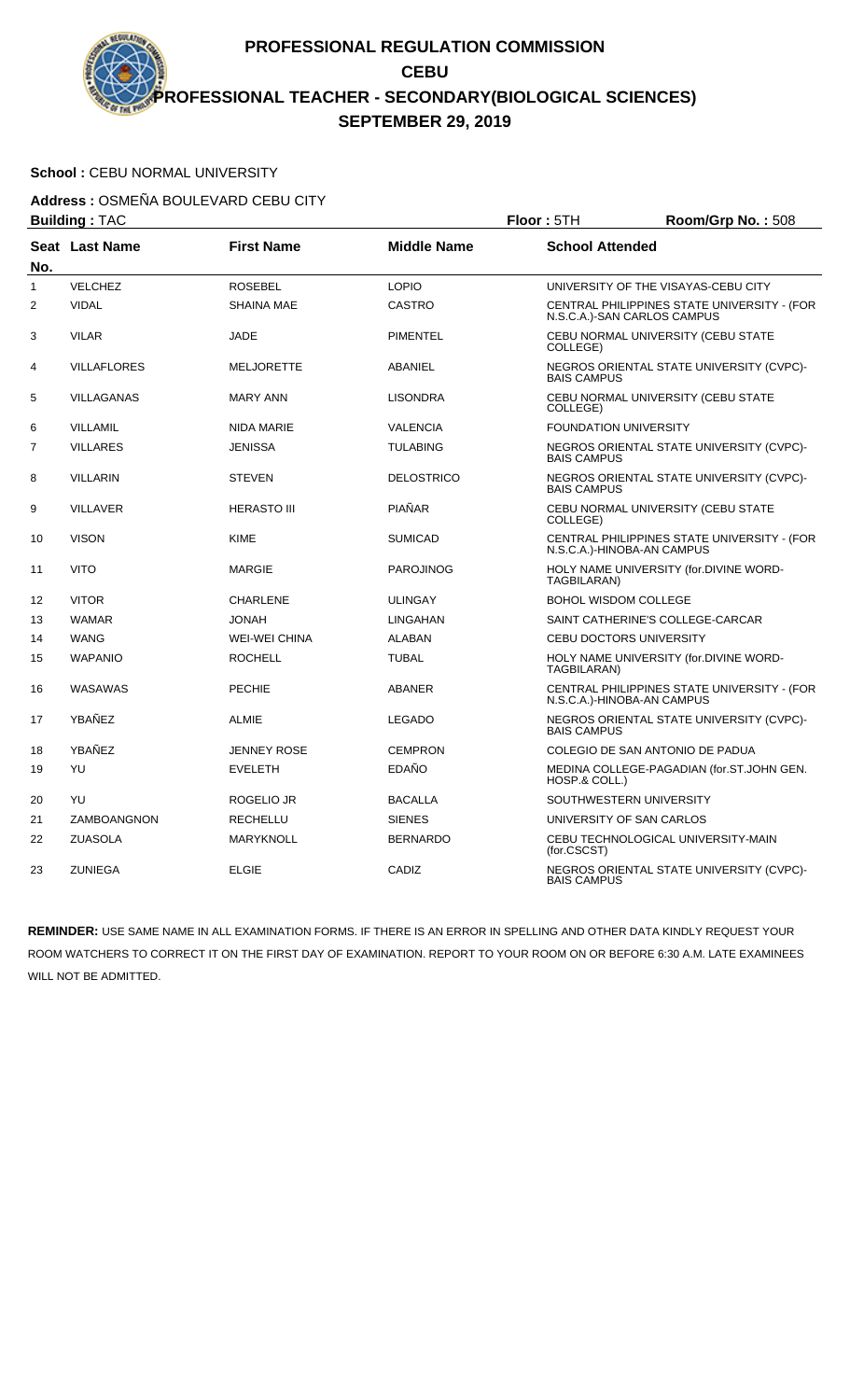# PROFESSIONAL REGULATION COMMISSION

## CEBU

## PROFESSIONAL TEACHER - SECONDARY(BIOLOGICAL SCIENCES)

## SEPTEMBER 29, 2019

**School :** CEBU NORMAL UNIVERSITY

**Address :** OSMEÑA BOULEVARD CEBU CITY

**Building :** TAC  **Floor :** 5TH  **Room/Grp No. :** 508

| Seat No. | Last Name | First Name | Middle Name | School Attended |
|---|---|---|---|---|
| 1 | VELCHEZ | ROSEBEL | LOPIO | UNIVERSITY OF THE VISAYAS-CEBU CITY |
| 2 | VIDAL | SHAINA MAE | CASTRO | CENTRAL PHILIPPINES STATE UNIVERSITY - (FOR N.S.C.A.)-SAN CARLOS CAMPUS |
| 3 | VILAR | JADE | PIMENTEL | CEBU NORMAL UNIVERSITY (CEBU STATE COLLEGE) |
| 4 | VILLAFLORES | MELJORETTE | ABANIEL | NEGROS ORIENTAL STATE UNIVERSITY (CVPC)-BAIS CAMPUS |
| 5 | VILLAGANAS | MARY ANN | LISONDRA | CEBU NORMAL UNIVERSITY (CEBU STATE COLLEGE) |
| 6 | VILLAMIL | NIDA MARIE | VALENCIA | FOUNDATION UNIVERSITY |
| 7 | VILLARES | JENISSA | TULABING | NEGROS ORIENTAL STATE UNIVERSITY (CVPC)-BAIS CAMPUS |
| 8 | VILLARIN | STEVEN | DELOSTRICO | NEGROS ORIENTAL STATE UNIVERSITY (CVPC)-BAIS CAMPUS |
| 9 | VILLAVER | HERASTO III | PIAÑAR | CEBU NORMAL UNIVERSITY (CEBU STATE COLLEGE) |
| 10 | VISON | KIME | SUMICAD | CENTRAL PHILIPPINES STATE UNIVERSITY - (FOR N.S.C.A.)-HINOBA-AN CAMPUS |
| 11 | VITO | MARGIE | PAROJINOG | HOLY NAME UNIVERSITY (for.DIVINE WORD-TAGBILARAN) |
| 12 | VITOR | CHARLENE | ULINGAY | BOHOL WISDOM COLLEGE |
| 13 | WAMAR | JONAH | LINGAHAN | SAINT CATHERINE'S COLLEGE-CARCAR |
| 14 | WANG | WEI-WEI CHINA | ALABAN | CEBU DOCTORS UNIVERSITY |
| 15 | WAPANIO | ROCHELL | TUBAL | HOLY NAME UNIVERSITY (for.DIVINE WORD-TAGBILARAN) |
| 16 | WASAWAS | PECHIE | ABANER | CENTRAL PHILIPPINES STATE UNIVERSITY - (FOR N.S.C.A.)-HINOBA-AN CAMPUS |
| 17 | YBAÑEZ | ALMIE | LEGADO | NEGROS ORIENTAL STATE UNIVERSITY (CVPC)-BAIS CAMPUS |
| 18 | YBAÑEZ | JENNEY ROSE | CEMPRON | COLEGIO DE SAN ANTONIO DE PADUA |
| 19 | YU | EVELETH | EDAÑO | MEDINA COLLEGE-PAGADIAN (for.ST.JOHN GEN. HOSP.& COLL.) |
| 20 | YU | ROGELIO JR | BACALLA | SOUTHWESTERN UNIVERSITY |
| 21 | ZAMBOANGNON | RECHELLU | SIENES | UNIVERSITY OF SAN CARLOS |
| 22 | ZUASOLA | MARYKNOLL | BERNARDO | CEBU TECHNOLOGICAL UNIVERSITY-MAIN (for.CSCST) |
| 23 | ZUNIEGA | ELGIE | CADIZ | NEGROS ORIENTAL STATE UNIVERSITY (CVPC)-BAIS CAMPUS |

**REMINDER:** USE SAME NAME IN ALL EXAMINATION FORMS. IF THERE IS AN ERROR IN SPELLING AND OTHER DATA KINDLY REQUEST YOUR ROOM WATCHERS TO CORRECT IT ON THE FIRST DAY OF EXAMINATION. REPORT TO YOUR ROOM ON OR BEFORE 6:30 A.M. LATE EXAMINEES WILL NOT BE ADMITTED.